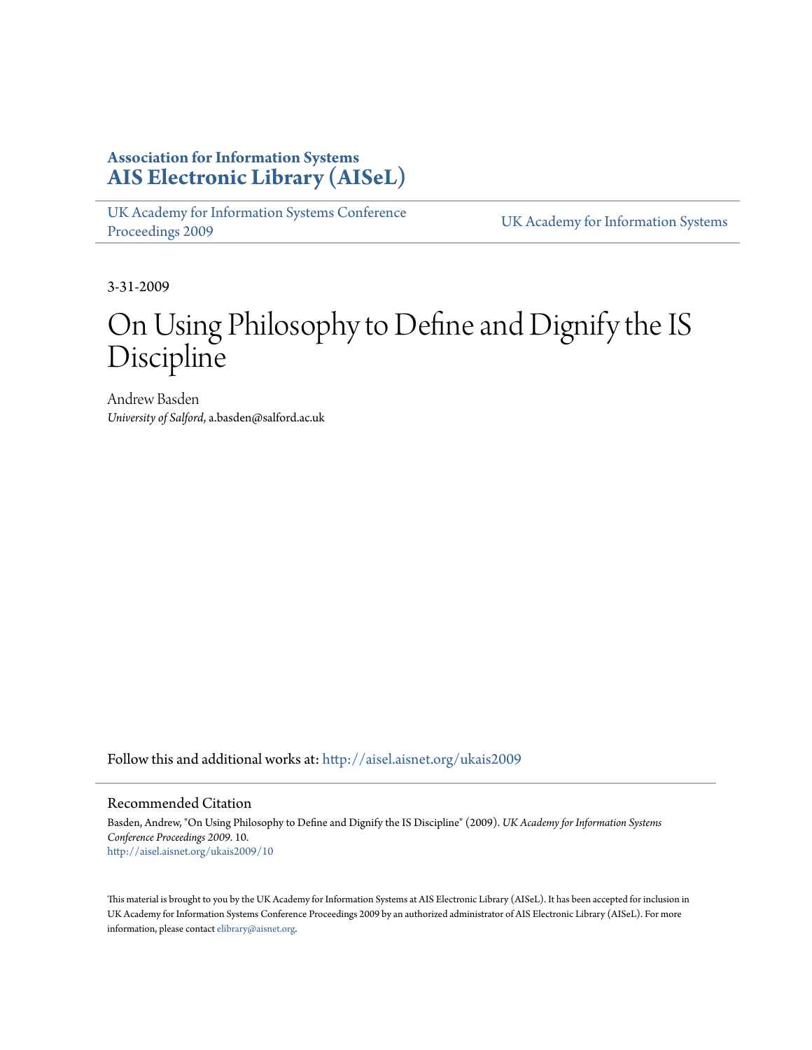**Association for Information Systems**
**AIS Electronic Library (AISeL)**

UK Academy for Information Systems Conference Proceedings 2009

UK Academy for Information Systems

3-31-2009

# On Using Philosophy to Define and Dignify the IS Discipline

Andrew Basden
*University of Salford*, a.basden@salford.ac.uk

Follow this and additional works at: http://aisel.aisnet.org/ukais2009

## Recommended Citation

Basden, Andrew, "On Using Philosophy to Define and Dignify the IS Discipline" (2009). *UK Academy for Information Systems Conference Proceedings 2009*. 10.
http://aisel.aisnet.org/ukais2009/10

This material is brought to you by the UK Academy for Information Systems at AIS Electronic Library (AISeL). It has been accepted for inclusion in UK Academy for Information Systems Conference Proceedings 2009 by an authorized administrator of AIS Electronic Library (AISeL). For more information, please contact elibrary@aisnet.org.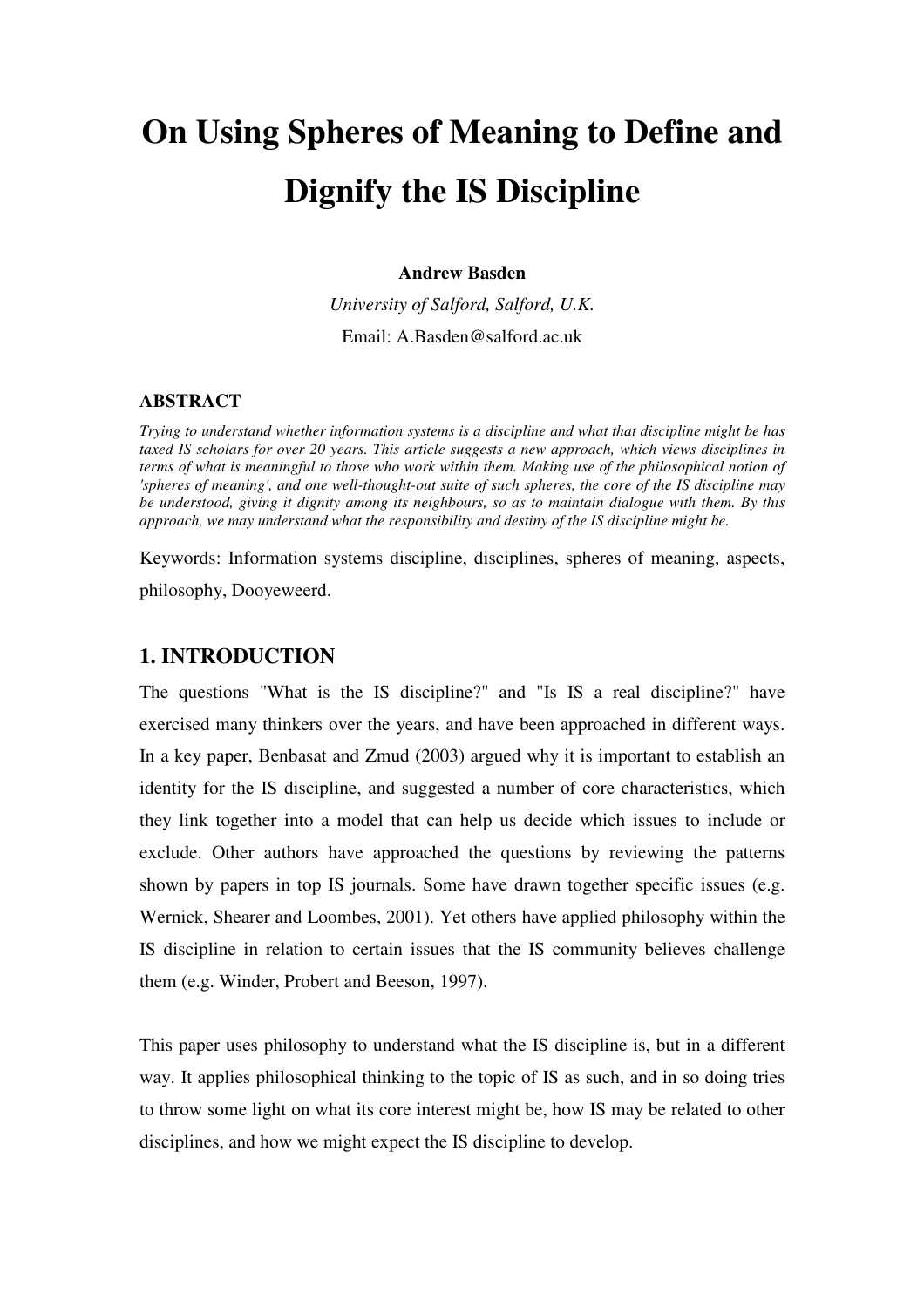# On Using Spheres of Meaning to Define and Dignify the IS Discipline

**Andrew Basden**

*University of Salford, Salford, U.K.*

Email: A.Basden@salford.ac.uk

### ABSTRACT

*Trying to understand whether information systems is a discipline and what that discipline might be has taxed IS scholars for over 20 years. This article suggests a new approach, which views disciplines in terms of what is meaningful to those who work within them. Making use of the philosophical notion of 'spheres of meaning', and one well-thought-out suite of such spheres, the core of the IS discipline may be understood, giving it dignity among its neighbours, so as to maintain dialogue with them. By this approach, we may understand what the responsibility and destiny of the IS discipline might be.*

Keywords: Information systems discipline, disciplines, spheres of meaning, aspects, philosophy, Dooyeweerd.

## 1. INTRODUCTION

The questions "What is the IS discipline?" and "Is IS a real discipline?" have exercised many thinkers over the years, and have been approached in different ways. In a key paper, Benbasat and Zmud (2003) argued why it is important to establish an identity for the IS discipline, and suggested a number of core characteristics, which they link together into a model that can help us decide which issues to include or exclude. Other authors have approached the questions by reviewing the patterns shown by papers in top IS journals. Some have drawn together specific issues (e.g. Wernick, Shearer and Loombes, 2001). Yet others have applied philosophy within the IS discipline in relation to certain issues that the IS community believes challenge them (e.g. Winder, Probert and Beeson, 1997).

This paper uses philosophy to understand what the IS discipline is, but in a different way. It applies philosophical thinking to the topic of IS as such, and in so doing tries to throw some light on what its core interest might be, how IS may be related to other disciplines, and how we might expect the IS discipline to develop.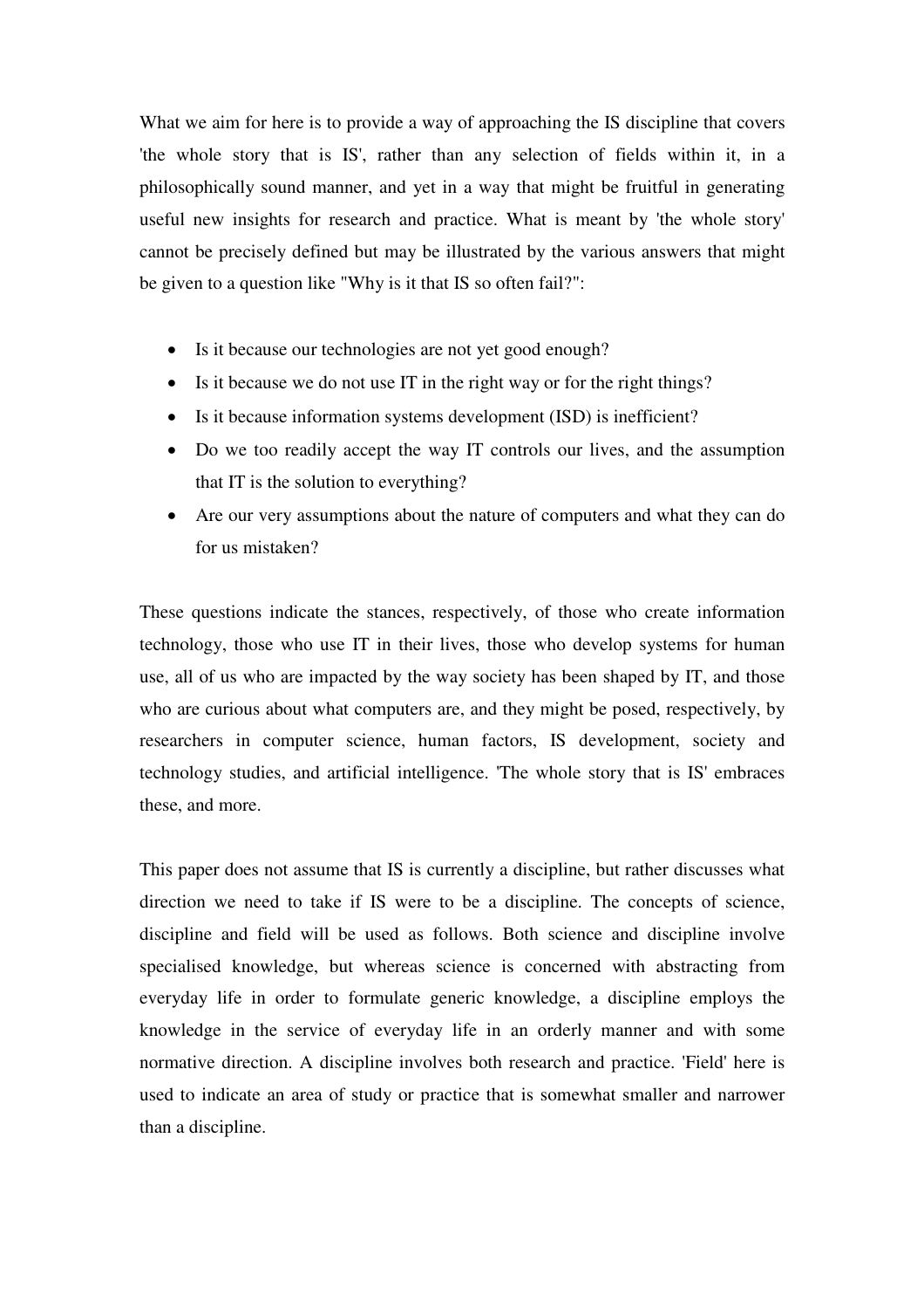What we aim for here is to provide a way of approaching the IS discipline that covers 'the whole story that is IS', rather than any selection of fields within it, in a philosophically sound manner, and yet in a way that might be fruitful in generating useful new insights for research and practice. What is meant by 'the whole story' cannot be precisely defined but may be illustrated by the various answers that might be given to a question like "Why is it that IS so often fail?":

- Is it because our technologies are not yet good enough?
- Is it because we do not use IT in the right way or for the right things?
- Is it because information systems development (ISD) is inefficient?
- Do we too readily accept the way IT controls our lives, and the assumption that IT is the solution to everything?
- Are our very assumptions about the nature of computers and what they can do for us mistaken?

These questions indicate the stances, respectively, of those who create information technology, those who use IT in their lives, those who develop systems for human use, all of us who are impacted by the way society has been shaped by IT, and those who are curious about what computers are, and they might be posed, respectively, by researchers in computer science, human factors, IS development, society and technology studies, and artificial intelligence. 'The whole story that is IS' embraces these, and more.

This paper does not assume that IS is currently a discipline, but rather discusses what direction we need to take if IS were to be a discipline. The concepts of science, discipline and field will be used as follows. Both science and discipline involve specialised knowledge, but whereas science is concerned with abstracting from everyday life in order to formulate generic knowledge, a discipline employs the knowledge in the service of everyday life in an orderly manner and with some normative direction. A discipline involves both research and practice. 'Field' here is used to indicate an area of study or practice that is somewhat smaller and narrower than a discipline.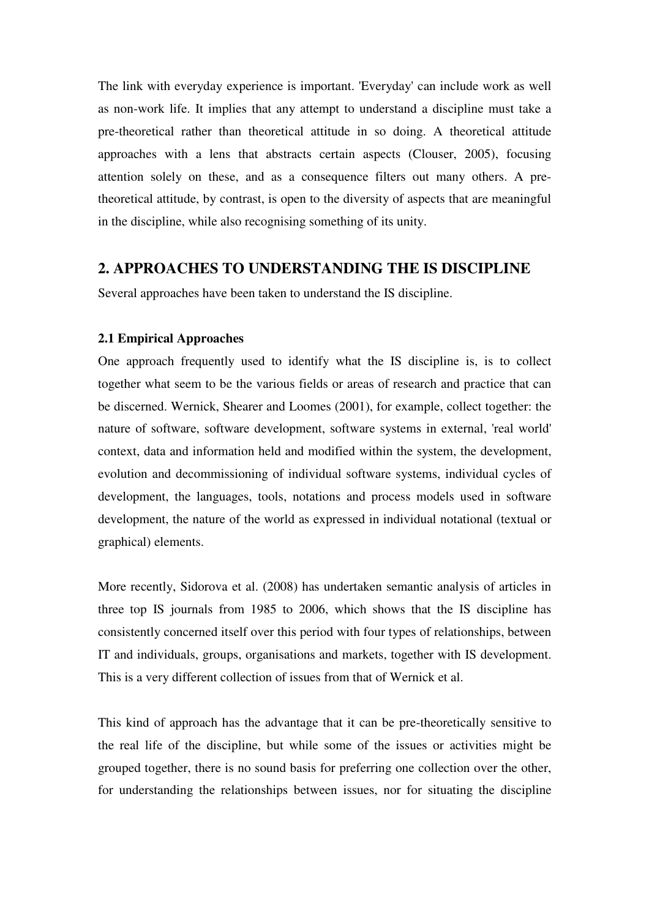The link with everyday experience is important. 'Everyday' can include work as well as non-work life. It implies that any attempt to understand a discipline must take a pre-theoretical rather than theoretical attitude in so doing. A theoretical attitude approaches with a lens that abstracts certain aspects (Clouser, 2005), focusing attention solely on these, and as a consequence filters out many others. A pre-theoretical attitude, by contrast, is open to the diversity of aspects that are meaningful in the discipline, while also recognising something of its unity.

## 2. APPROACHES TO UNDERSTANDING THE IS DISCIPLINE

Several approaches have been taken to understand the IS discipline.

### 2.1 Empirical Approaches

One approach frequently used to identify what the IS discipline is, is to collect together what seem to be the various fields or areas of research and practice that can be discerned. Wernick, Shearer and Loomes (2001), for example, collect together: the nature of software, software development, software systems in external, 'real world' context, data and information held and modified within the system, the development, evolution and decommissioning of individual software systems, individual cycles of development, the languages, tools, notations and process models used in software development, the nature of the world as expressed in individual notational (textual or graphical) elements.

More recently, Sidorova et al. (2008) has undertaken semantic analysis of articles in three top IS journals from 1985 to 2006, which shows that the IS discipline has consistently concerned itself over this period with four types of relationships, between IT and individuals, groups, organisations and markets, together with IS development. This is a very different collection of issues from that of Wernick et al.

This kind of approach has the advantage that it can be pre-theoretically sensitive to the real life of the discipline, but while some of the issues or activities might be grouped together, there is no sound basis for preferring one collection over the other, for understanding the relationships between issues, nor for situating the discipline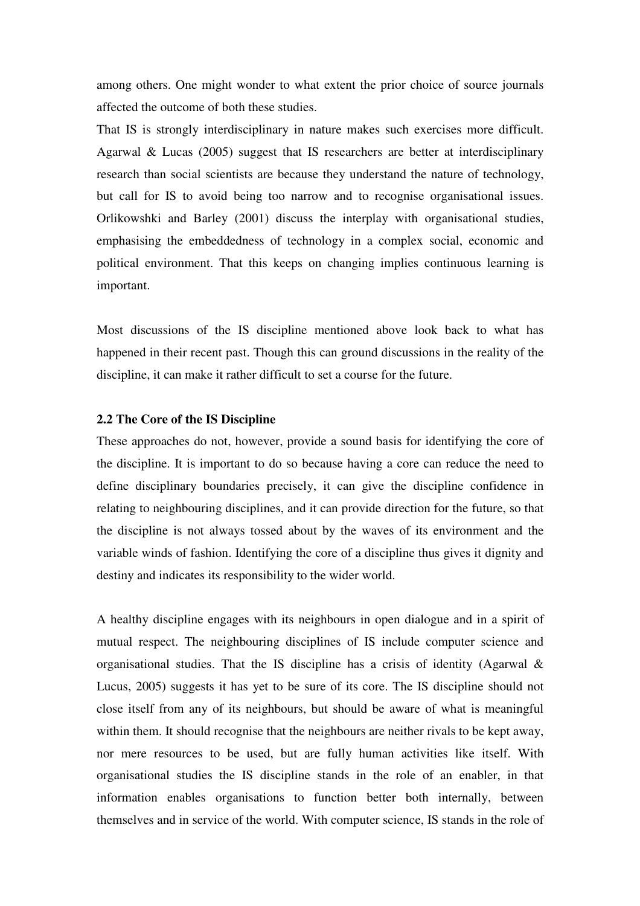among others. One might wonder to what extent the prior choice of source journals affected the outcome of both these studies.

That IS is strongly interdisciplinary in nature makes such exercises more difficult. Agarwal & Lucas (2005) suggest that IS researchers are better at interdisciplinary research than social scientists are because they understand the nature of technology, but call for IS to avoid being too narrow and to recognise organisational issues. Orlikowshki and Barley (2001) discuss the interplay with organisational studies, emphasising the embeddedness of technology in a complex social, economic and political environment. That this keeps on changing implies continuous learning is important.

Most discussions of the IS discipline mentioned above look back to what has happened in their recent past. Though this can ground discussions in the reality of the discipline, it can make it rather difficult to set a course for the future.

### 2.2 The Core of the IS Discipline

These approaches do not, however, provide a sound basis for identifying the core of the discipline. It is important to do so because having a core can reduce the need to define disciplinary boundaries precisely, it can give the discipline confidence in relating to neighbouring disciplines, and it can provide direction for the future, so that the discipline is not always tossed about by the waves of its environment and the variable winds of fashion. Identifying the core of a discipline thus gives it dignity and destiny and indicates its responsibility to the wider world.

A healthy discipline engages with its neighbours in open dialogue and in a spirit of mutual respect. The neighbouring disciplines of IS include computer science and organisational studies. That the IS discipline has a crisis of identity (Agarwal & Lucus, 2005) suggests it has yet to be sure of its core. The IS discipline should not close itself from any of its neighbours, but should be aware of what is meaningful within them. It should recognise that the neighbours are neither rivals to be kept away, nor mere resources to be used, but are fully human activities like itself. With organisational studies the IS discipline stands in the role of an enabler, in that information enables organisations to function better both internally, between themselves and in service of the world. With computer science, IS stands in the role of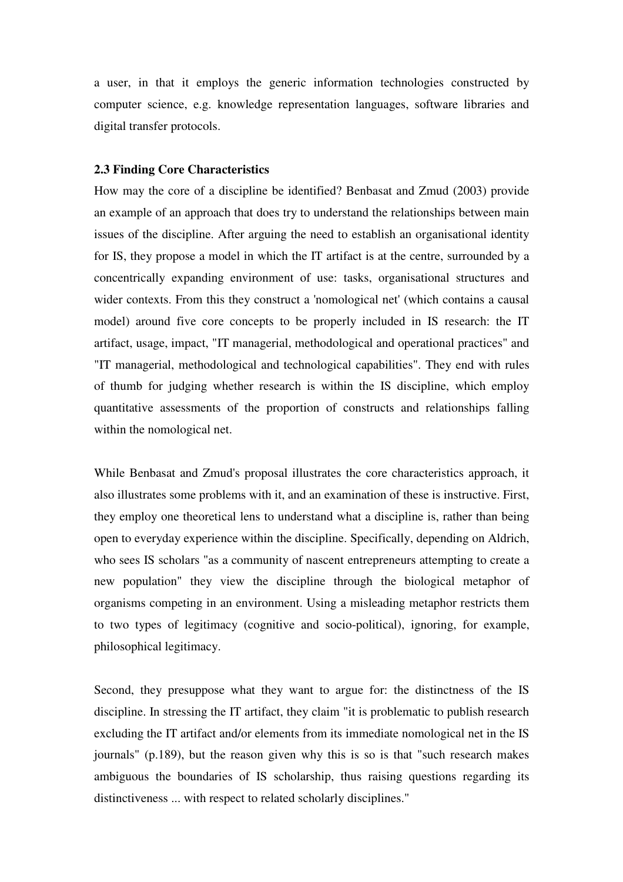a user, in that it employs the generic information technologies constructed by computer science, e.g. knowledge representation languages, software libraries and digital transfer protocols.

### 2.3 Finding Core Characteristics

How may the core of a discipline be identified? Benbasat and Zmud (2003) provide an example of an approach that does try to understand the relationships between main issues of the discipline. After arguing the need to establish an organisational identity for IS, they propose a model in which the IT artifact is at the centre, surrounded by a concentrically expanding environment of use: tasks, organisational structures and wider contexts. From this they construct a 'nomological net' (which contains a causal model) around five core concepts to be properly included in IS research: the IT artifact, usage, impact, "IT managerial, methodological and operational practices" and "IT managerial, methodological and technological capabilities". They end with rules of thumb for judging whether research is within the IS discipline, which employ quantitative assessments of the proportion of constructs and relationships falling within the nomological net.

While Benbasat and Zmud's proposal illustrates the core characteristics approach, it also illustrates some problems with it, and an examination of these is instructive. First, they employ one theoretical lens to understand what a discipline is, rather than being open to everyday experience within the discipline. Specifically, depending on Aldrich, who sees IS scholars "as a community of nascent entrepreneurs attempting to create a new population" they view the discipline through the biological metaphor of organisms competing in an environment. Using a misleading metaphor restricts them to two types of legitimacy (cognitive and socio-political), ignoring, for example, philosophical legitimacy.

Second, they presuppose what they want to argue for: the distinctness of the IS discipline. In stressing the IT artifact, they claim "it is problematic to publish research excluding the IT artifact and/or elements from its immediate nomological net in the IS journals" (p.189), but the reason given why this is so is that "such research makes ambiguous the boundaries of IS scholarship, thus raising questions regarding its distinctiveness ... with respect to related scholarly disciplines."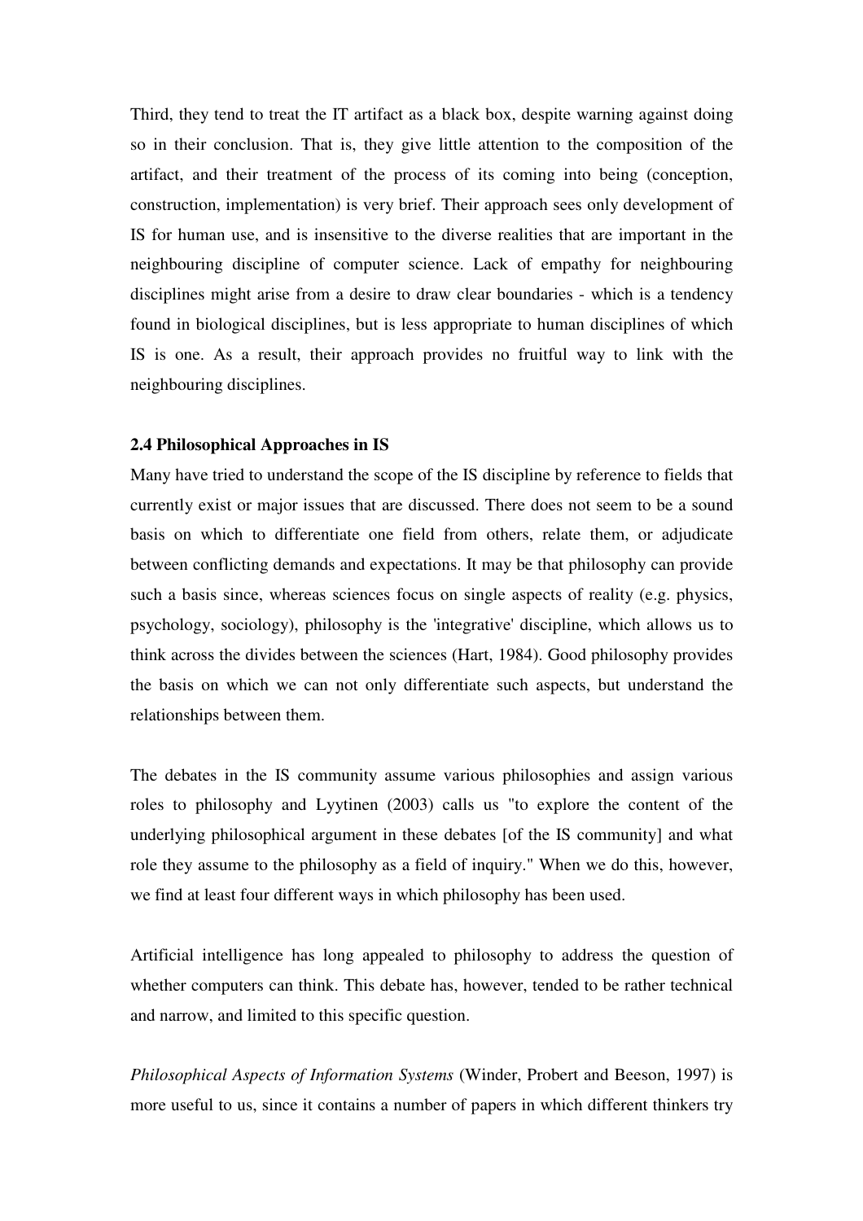Third, they tend to treat the IT artifact as a black box, despite warning against doing so in their conclusion. That is, they give little attention to the composition of the artifact, and their treatment of the process of its coming into being (conception, construction, implementation) is very brief. Their approach sees only development of IS for human use, and is insensitive to the diverse realities that are important in the neighbouring discipline of computer science. Lack of empathy for neighbouring disciplines might arise from a desire to draw clear boundaries - which is a tendency found in biological disciplines, but is less appropriate to human disciplines of which IS is one. As a result, their approach provides no fruitful way to link with the neighbouring disciplines.

### 2.4 Philosophical Approaches in IS

Many have tried to understand the scope of the IS discipline by reference to fields that currently exist or major issues that are discussed. There does not seem to be a sound basis on which to differentiate one field from others, relate them, or adjudicate between conflicting demands and expectations. It may be that philosophy can provide such a basis since, whereas sciences focus on single aspects of reality (e.g. physics, psychology, sociology), philosophy is the 'integrative' discipline, which allows us to think across the divides between the sciences (Hart, 1984). Good philosophy provides the basis on which we can not only differentiate such aspects, but understand the relationships between them.

The debates in the IS community assume various philosophies and assign various roles to philosophy and Lyytinen (2003) calls us "to explore the content of the underlying philosophical argument in these debates [of the IS community] and what role they assume to the philosophy as a field of inquiry." When we do this, however, we find at least four different ways in which philosophy has been used.

Artificial intelligence has long appealed to philosophy to address the question of whether computers can think. This debate has, however, tended to be rather technical and narrow, and limited to this specific question.

*Philosophical Aspects of Information Systems* (Winder, Probert and Beeson, 1997) is more useful to us, since it contains a number of papers in which different thinkers try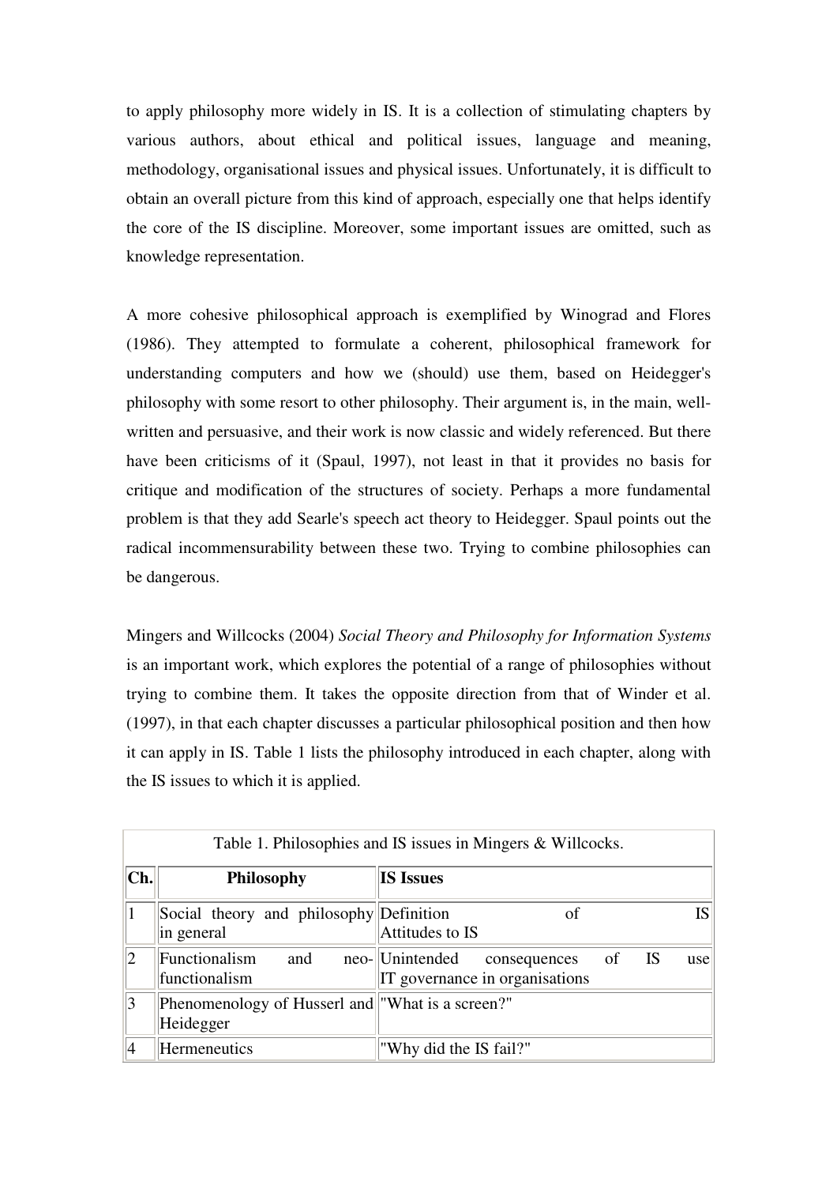to apply philosophy more widely in IS. It is a collection of stimulating chapters by various authors, about ethical and political issues, language and meaning, methodology, organisational issues and physical issues. Unfortunately, it is difficult to obtain an overall picture from this kind of approach, especially one that helps identify the core of the IS discipline. Moreover, some important issues are omitted, such as knowledge representation.

A more cohesive philosophical approach is exemplified by Winograd and Flores (1986). They attempted to formulate a coherent, philosophical framework for understanding computers and how we (should) use them, based on Heidegger's philosophy with some resort to other philosophy. Their argument is, in the main, well-written and persuasive, and their work is now classic and widely referenced. But there have been criticisms of it (Spaul, 1997), not least in that it provides no basis for critique and modification of the structures of society. Perhaps a more fundamental problem is that they add Searle's speech act theory to Heidegger. Spaul points out the radical incommensurability between these two. Trying to combine philosophies can be dangerous.

Mingers and Willcocks (2004) *Social Theory and Philosophy for Information Systems* is an important work, which explores the potential of a range of philosophies without trying to combine them. It takes the opposite direction from that of Winder et al. (1997), in that each chapter discusses a particular philosophical position and then how it can apply in IS. Table 1 lists the philosophy introduced in each chapter, along with the IS issues to which it is applied.

Table 1. Philosophies and IS issues in Mingers & Willcocks.

| Ch. | Philosophy | IS Issues |
|---|---|---|
| 1 | Social theory and philosophy in general | Definition of IS<br>Attitudes to IS |
| 2 | Functionalism and neo-functionalism | Unintended consequences of IS use<br>IT governance in organisations |
| 3 | Phenomenology of Husserl and Heidegger | "What is a screen?" |
| 4 | Hermeneutics | "Why did the IS fail?" |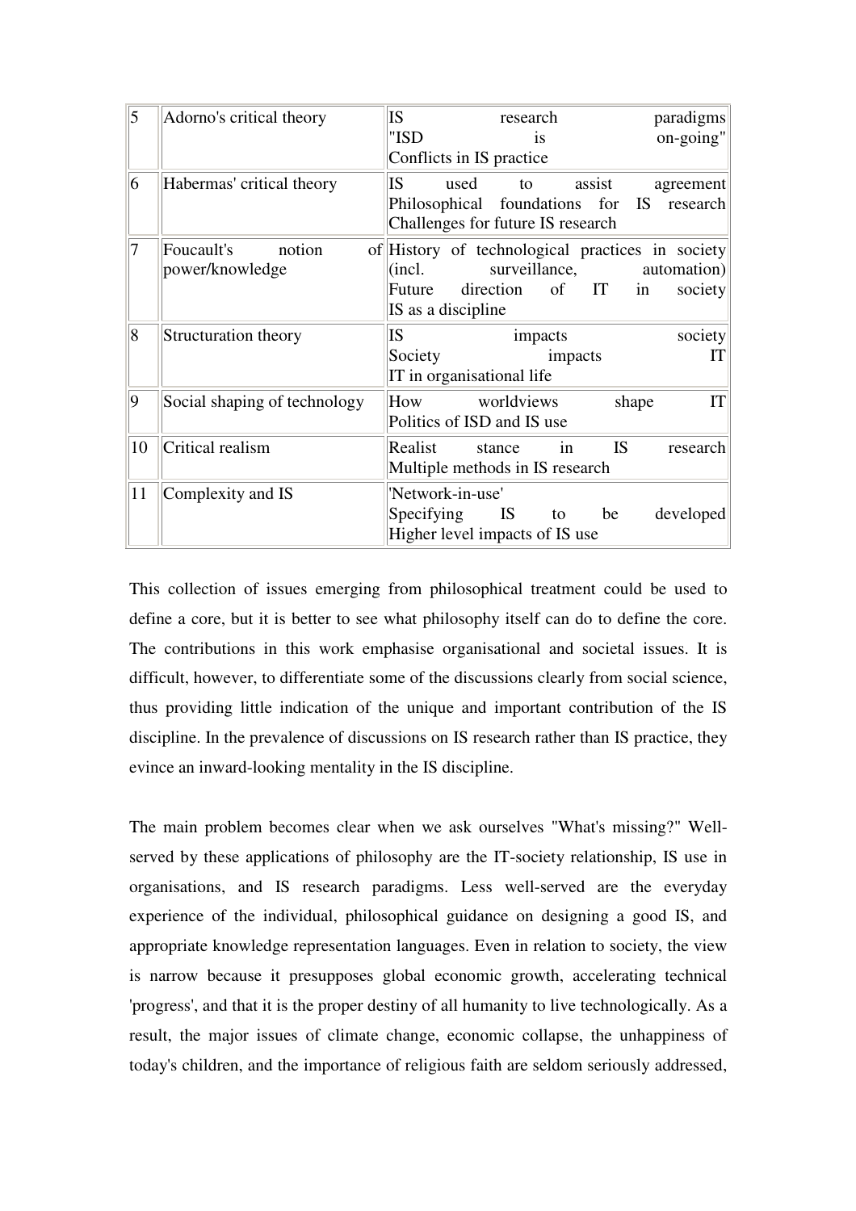| | | |
|---|---|---|
| 5 | Adorno's critical theory | IS research paradigms<br>"ISD is on-going"<br>Conflicts in IS practice |
| 6 | Habermas' critical theory | IS used to assist agreement<br>Philosophical foundations for IS research<br>Challenges for future IS research |
| 7 | Foucault's notion of power/knowledge | History of technological practices in society (incl. surveillance, automation)<br>Future direction of IT in society<br>IS as a discipline |
| 8 | Structuration theory | IS impacts society<br>Society impacts IT<br>IT in organisational life |
| 9 | Social shaping of technology | How worldviews shape IT<br>Politics of ISD and IS use |
| 10 | Critical realism | Realist stance in IS research<br>Multiple methods in IS research |
| 11 | Complexity and IS | 'Network-in-use'<br>Specifying IS to be developed<br>Higher level impacts of IS use |

This collection of issues emerging from philosophical treatment could be used to define a core, but it is better to see what philosophy itself can do to define the core. The contributions in this work emphasise organisational and societal issues. It is difficult, however, to differentiate some of the discussions clearly from social science, thus providing little indication of the unique and important contribution of the IS discipline. In the prevalence of discussions on IS research rather than IS practice, they evince an inward-looking mentality in the IS discipline.

The main problem becomes clear when we ask ourselves "What's missing?" Well-served by these applications of philosophy are the IT-society relationship, IS use in organisations, and IS research paradigms. Less well-served are the everyday experience of the individual, philosophical guidance on designing a good IS, and appropriate knowledge representation languages. Even in relation to society, the view is narrow because it presupposes global economic growth, accelerating technical 'progress', and that it is the proper destiny of all humanity to live technologically. As a result, the major issues of climate change, economic collapse, the unhappiness of today's children, and the importance of religious faith are seldom seriously addressed,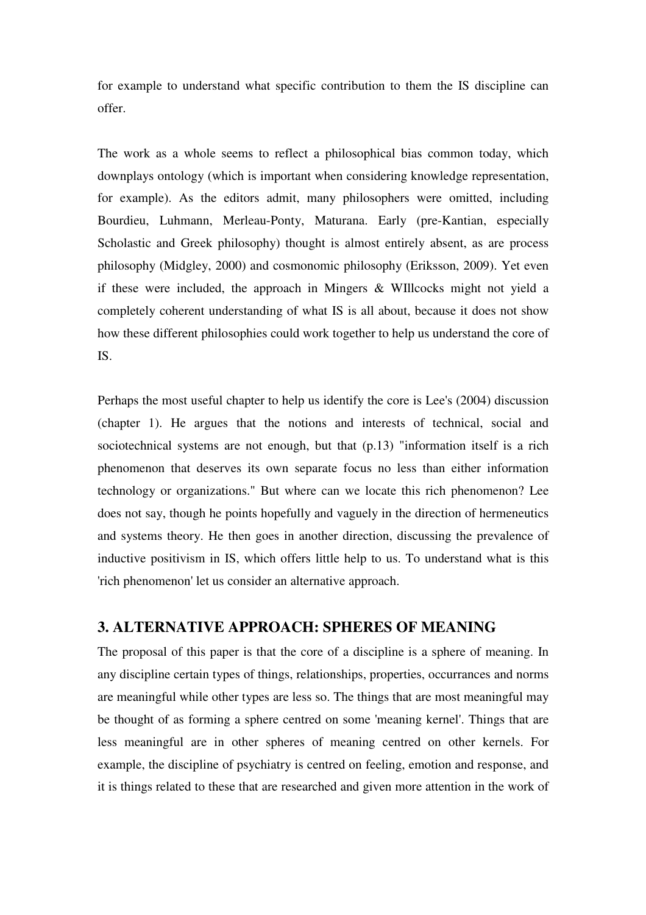for example to understand what specific contribution to them the IS discipline can offer.

The work as a whole seems to reflect a philosophical bias common today, which downplays ontology (which is important when considering knowledge representation, for example). As the editors admit, many philosophers were omitted, including Bourdieu, Luhmann, Merleau-Ponty, Maturana. Early (pre-Kantian, especially Scholastic and Greek philosophy) thought is almost entirely absent, as are process philosophy (Midgley, 2000) and cosmonomic philosophy (Eriksson, 2009). Yet even if these were included, the approach in Mingers & WIllcocks might not yield a completely coherent understanding of what IS is all about, because it does not show how these different philosophies could work together to help us understand the core of IS.

Perhaps the most useful chapter to help us identify the core is Lee's (2004) discussion (chapter 1). He argues that the notions and interests of technical, social and sociotechnical systems are not enough, but that (p.13) "information itself is a rich phenomenon that deserves its own separate focus no less than either information technology or organizations." But where can we locate this rich phenomenon? Lee does not say, though he points hopefully and vaguely in the direction of hermeneutics and systems theory. He then goes in another direction, discussing the prevalence of inductive positivism in IS, which offers little help to us. To understand what is this 'rich phenomenon' let us consider an alternative approach.

## 3. ALTERNATIVE APPROACH: SPHERES OF MEANING

The proposal of this paper is that the core of a discipline is a sphere of meaning. In any discipline certain types of things, relationships, properties, occurrances and norms are meaningful while other types are less so. The things that are most meaningful may be thought of as forming a sphere centred on some 'meaning kernel'. Things that are less meaningful are in other spheres of meaning centred on other kernels. For example, the discipline of psychiatry is centred on feeling, emotion and response, and it is things related to these that are researched and given more attention in the work of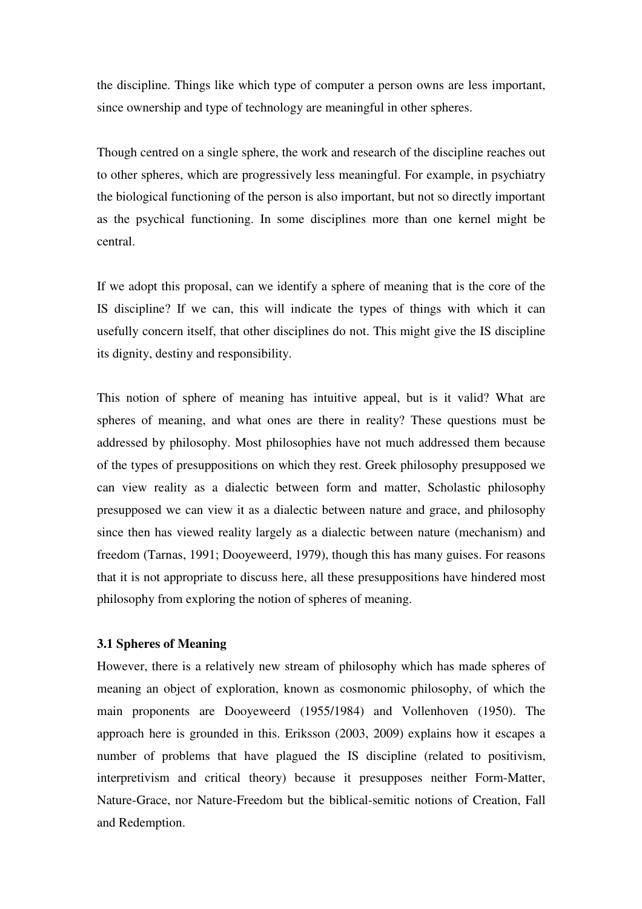the discipline. Things like which type of computer a person owns are less important, since ownership and type of technology are meaningful in other spheres.

Though centred on a single sphere, the work and research of the discipline reaches out to other spheres, which are progressively less meaningful. For example, in psychiatry the biological functioning of the person is also important, but not so directly important as the psychical functioning. In some disciplines more than one kernel might be central.

If we adopt this proposal, can we identify a sphere of meaning that is the core of the IS discipline? If we can, this will indicate the types of things with which it can usefully concern itself, that other disciplines do not. This might give the IS discipline its dignity, destiny and responsibility.

This notion of sphere of meaning has intuitive appeal, but is it valid? What are spheres of meaning, and what ones are there in reality? These questions must be addressed by philosophy. Most philosophies have not much addressed them because of the types of presuppositions on which they rest. Greek philosophy presupposed we can view reality as a dialectic between form and matter, Scholastic philosophy presupposed we can view it as a dialectic between nature and grace, and philosophy since then has viewed reality largely as a dialectic between nature (mechanism) and freedom (Tarnas, 1991; Dooyeweerd, 1979), though this has many guises. For reasons that it is not appropriate to discuss here, all these presuppositions have hindered most philosophy from exploring the notion of spheres of meaning.

### 3.1 Spheres of Meaning

However, there is a relatively new stream of philosophy which has made spheres of meaning an object of exploration, known as cosmonomic philosophy, of which the main proponents are Dooyeweerd (1955/1984) and Vollenhoven (1950). The approach here is grounded in this. Eriksson (2003, 2009) explains how it escapes a number of problems that have plagued the IS discipline (related to positivism, interpretivism and critical theory) because it presupposes neither Form-Matter, Nature-Grace, nor Nature-Freedom but the biblical-semitic notions of Creation, Fall and Redemption.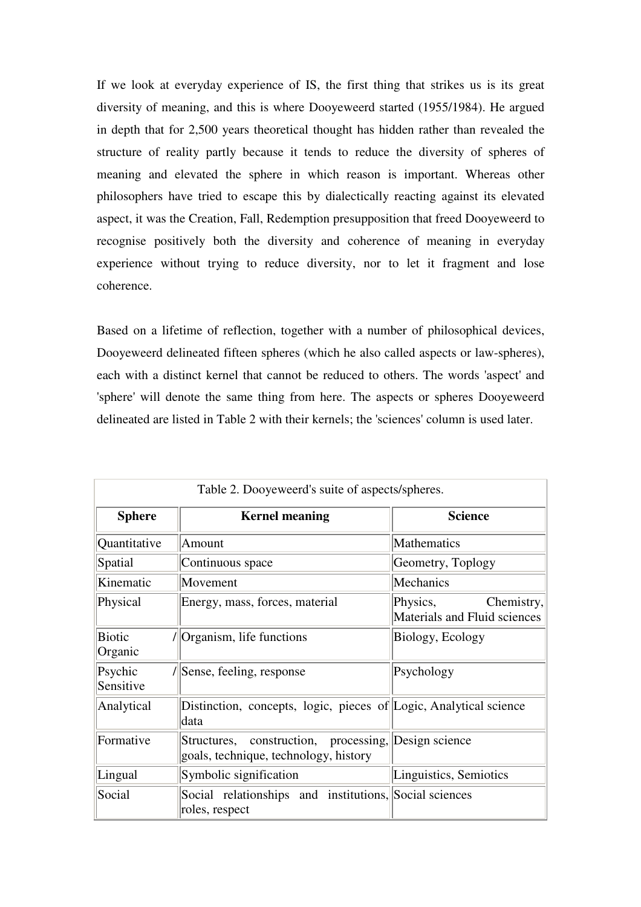If we look at everyday experience of IS, the first thing that strikes us is its great diversity of meaning, and this is where Dooyeweerd started (1955/1984). He argued in depth that for 2,500 years theoretical thought has hidden rather than revealed the structure of reality partly because it tends to reduce the diversity of spheres of meaning and elevated the sphere in which reason is important. Whereas other philosophers have tried to escape this by dialectically reacting against its elevated aspect, it was the Creation, Fall, Redemption presupposition that freed Dooyeweerd to recognise positively both the diversity and coherence of meaning in everyday experience without trying to reduce diversity, nor to let it fragment and lose coherence.

Based on a lifetime of reflection, together with a number of philosophical devices, Dooyeweerd delineated fifteen spheres (which he also called aspects or law-spheres), each with a distinct kernel that cannot be reduced to others. The words 'aspect' and 'sphere' will denote the same thing from here. The aspects or spheres Dooyeweerd delineated are listed in Table 2 with their kernels; the 'sciences' column is used later.

Table 2. Dooyeweerd's suite of aspects/spheres.

| Sphere | Kernel meaning | Science |
|---|---|---|
| Quantitative | Amount | Mathematics |
| Spatial | Continuous space | Geometry, Toplogy |
| Kinematic | Movement | Mechanics |
| Physical | Energy, mass, forces, material | Physics, Chemistry, Materials and Fluid sciences |
| Biotic / Organic | Organism, life functions | Biology, Ecology |
| Psychic / Sensitive | Sense, feeling, response | Psychology |
| Analytical | Distinction, concepts, logic, pieces of data | Logic, Analytical science |
| Formative | Structures, construction, processing, goals, technique, technology, history | Design science |
| Lingual | Symbolic signification | Linguistics, Semiotics |
| Social | Social relationships and institutions, roles, respect | Social sciences |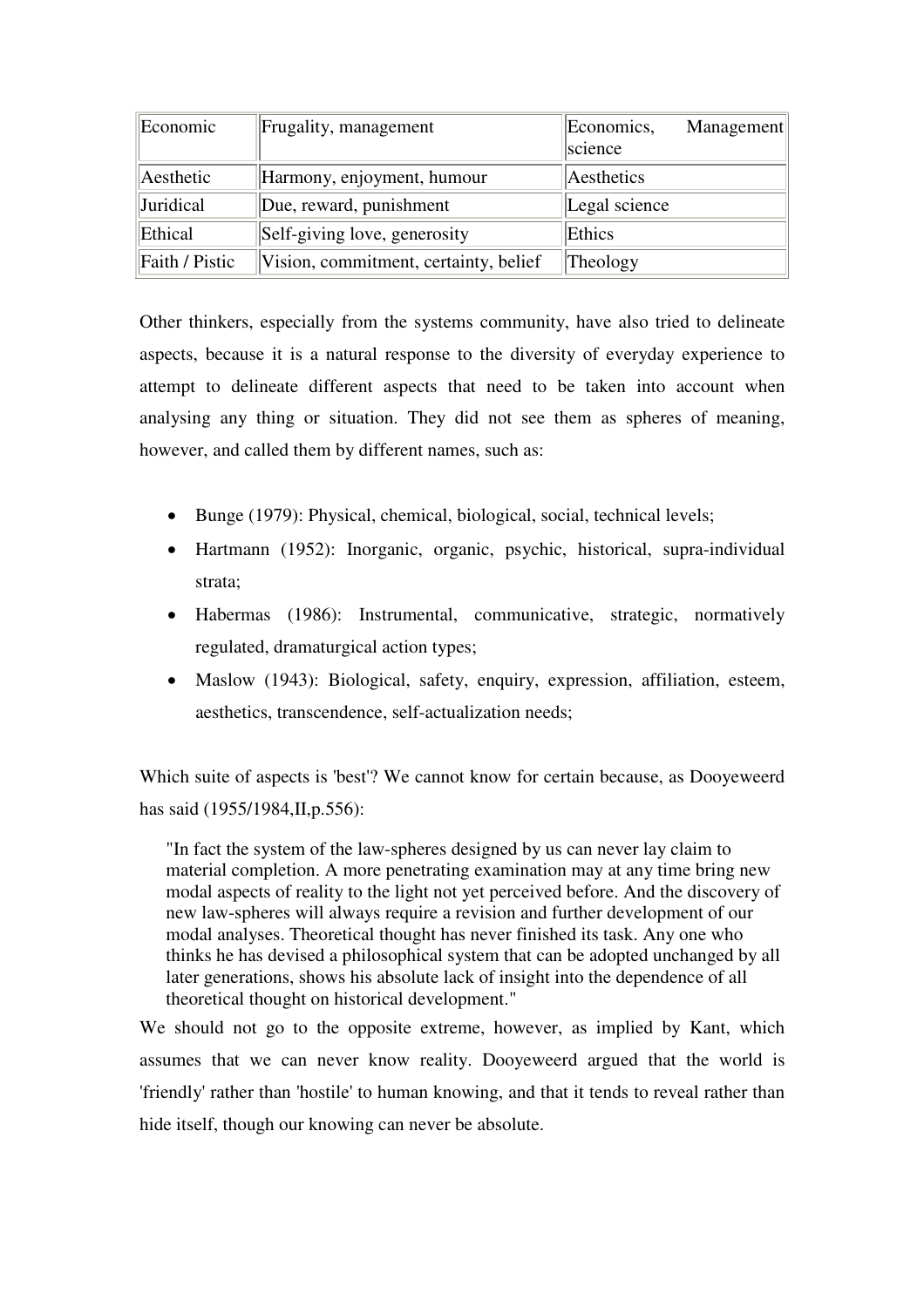| Economic | Frugality, management | Economics, Management science |
|---|---|---|
| Aesthetic | Harmony, enjoyment, humour | Aesthetics |
| Juridical | Due, reward, punishment | Legal science |
| Ethical | Self-giving love, generosity | Ethics |
| Faith / Pistic | Vision, commitment, certainty, belief | Theology |

Other thinkers, especially from the systems community, have also tried to delineate aspects, because it is a natural response to the diversity of everyday experience to attempt to delineate different aspects that need to be taken into account when analysing any thing or situation. They did not see them as spheres of meaning, however, and called them by different names, such as:

- Bunge (1979): Physical, chemical, biological, social, technical levels;
- Hartmann (1952): Inorganic, organic, psychic, historical, supra-individual strata;
- Habermas (1986): Instrumental, communicative, strategic, normatively regulated, dramaturgical action types;
- Maslow (1943): Biological, safety, enquiry, expression, affiliation, esteem, aesthetics, transcendence, self-actualization needs;

Which suite of aspects is 'best'? We cannot know for certain because, as Dooyeweerd has said (1955/1984,II,p.556):

> "In fact the system of the law-spheres designed by us can never lay claim to material completion. A more penetrating examination may at any time bring new modal aspects of reality to the light not yet perceived before. And the discovery of new law-spheres will always require a revision and further development of our modal analyses. Theoretical thought has never finished its task. Any one who thinks he has devised a philosophical system that can be adopted unchanged by all later generations, shows his absolute lack of insight into the dependence of all theoretical thought on historical development."

We should not go to the opposite extreme, however, as implied by Kant, which assumes that we can never know reality. Dooyeweerd argued that the world is 'friendly' rather than 'hostile' to human knowing, and that it tends to reveal rather than hide itself, though our knowing can never be absolute.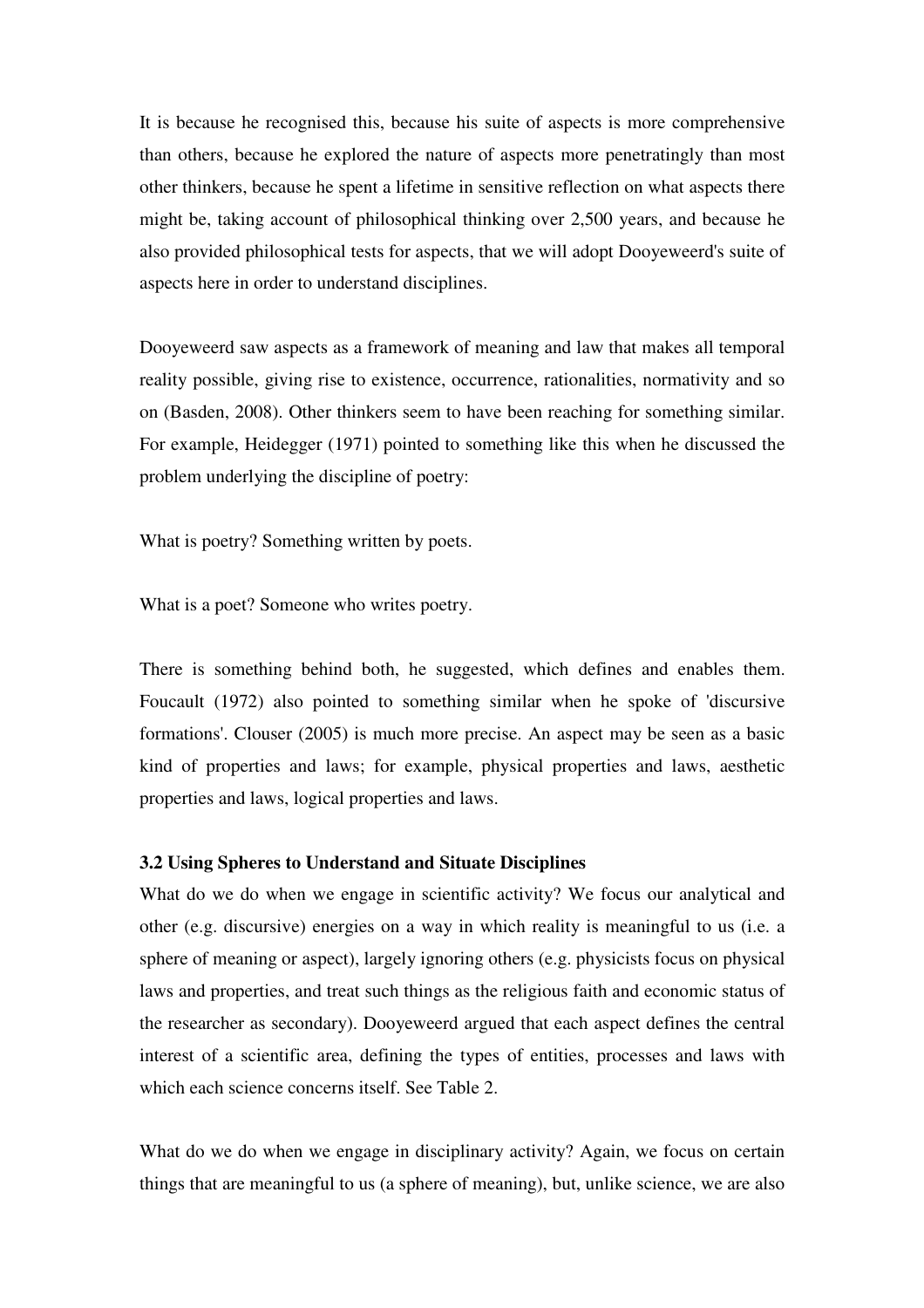It is because he recognised this, because his suite of aspects is more comprehensive than others, because he explored the nature of aspects more penetratingly than most other thinkers, because he spent a lifetime in sensitive reflection on what aspects there might be, taking account of philosophical thinking over 2,500 years, and because he also provided philosophical tests for aspects, that we will adopt Dooyeweerd's suite of aspects here in order to understand disciplines.

Dooyeweerd saw aspects as a framework of meaning and law that makes all temporal reality possible, giving rise to existence, occurrence, rationalities, normativity and so on (Basden, 2008). Other thinkers seem to have been reaching for something similar. For example, Heidegger (1971) pointed to something like this when he discussed the problem underlying the discipline of poetry:

What is poetry? Something written by poets.

What is a poet? Someone who writes poetry.

There is something behind both, he suggested, which defines and enables them. Foucault (1972) also pointed to something similar when he spoke of 'discursive formations'. Clouser (2005) is much more precise. An aspect may be seen as a basic kind of properties and laws; for example, physical properties and laws, aesthetic properties and laws, logical properties and laws.

### 3.2 Using Spheres to Understand and Situate Disciplines

What do we do when we engage in scientific activity? We focus our analytical and other (e.g. discursive) energies on a way in which reality is meaningful to us (i.e. a sphere of meaning or aspect), largely ignoring others (e.g. physicists focus on physical laws and properties, and treat such things as the religious faith and economic status of the researcher as secondary). Dooyeweerd argued that each aspect defines the central interest of a scientific area, defining the types of entities, processes and laws with which each science concerns itself. See Table 2.

What do we do when we engage in disciplinary activity? Again, we focus on certain things that are meaningful to us (a sphere of meaning), but, unlike science, we are also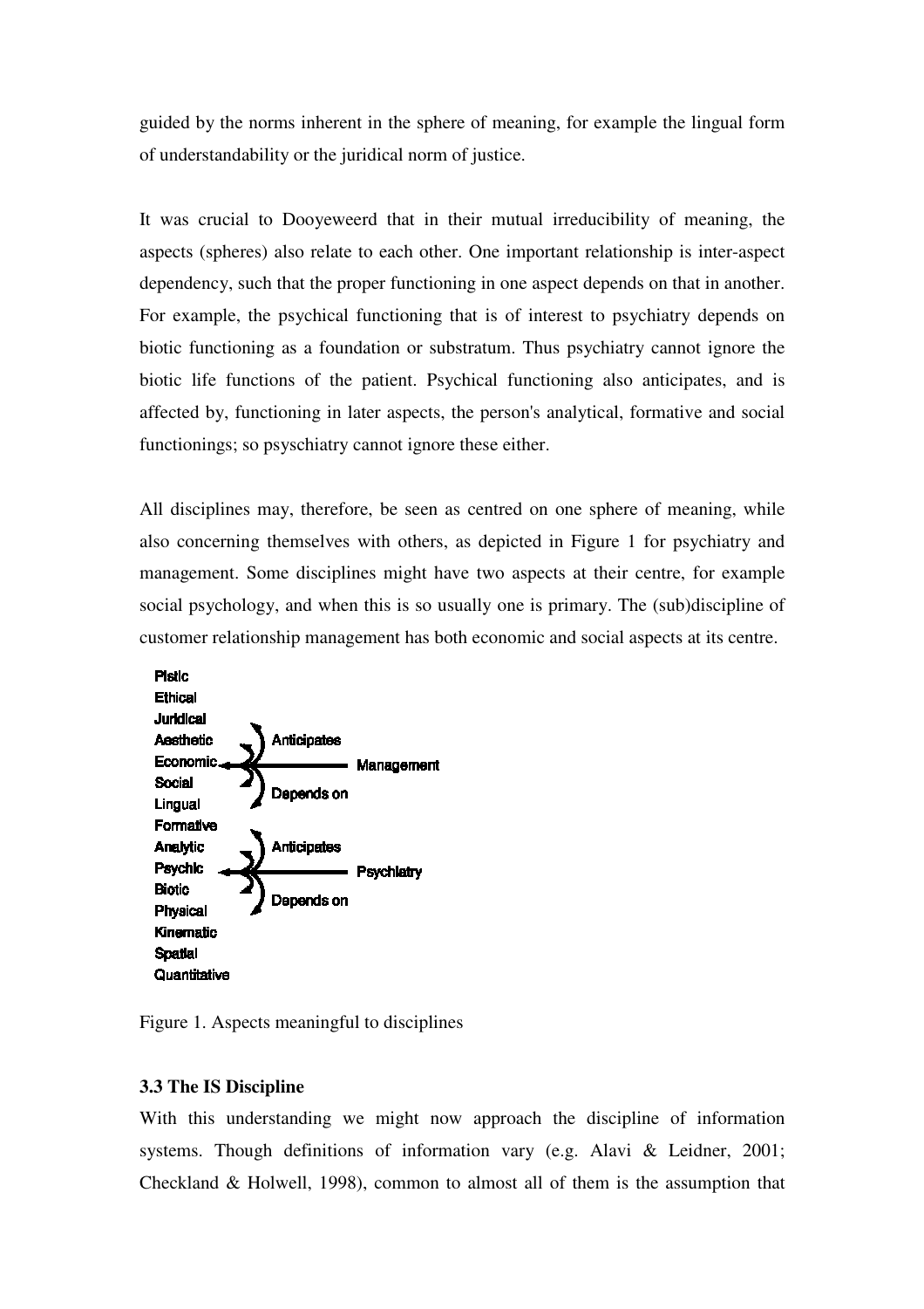guided by the norms inherent in the sphere of meaning, for example the lingual form of understandability or the juridical norm of justice.

It was crucial to Dooyeweerd that in their mutual irreducibility of meaning, the aspects (spheres) also relate to each other. One important relationship is inter-aspect dependency, such that the proper functioning in one aspect depends on that in another. For example, the psychical functioning that is of interest to psychiatry depends on biotic functioning as a foundation or substratum. Thus psychiatry cannot ignore the biotic life functions of the patient. Psychical functioning also anticipates, and is affected by, functioning in later aspects, the person's analytical, formative and social functionings; so psyschiatry cannot ignore these either.

All disciplines may, therefore, be seen as centred on one sphere of meaning, while also concerning themselves with others, as depicted in Figure 1 for psychiatry and management. Some disciplines might have two aspects at their centre, for example social psychology, and when this is so usually one is primary. The (sub)discipline of customer relationship management has both economic and social aspects at its centre.

```
Pistic
Ethical
Juridical
Aesthetic      ) Anticipates
Economic  <----------------- Management
Social         ) Depends on
Lingual
Formative
Analytic       ) Anticipates
Psychic   <----------------- Psychiatry
Biotic         ) Depends on
Physical
Kinematic
Spatial
Quantitative
```

Figure 1. Aspects meaningful to disciplines

### 3.3 The IS Discipline

With this understanding we might now approach the discipline of information systems. Though definitions of information vary (e.g. Alavi & Leidner, 2001; Checkland & Holwell, 1998), common to almost all of them is the assumption that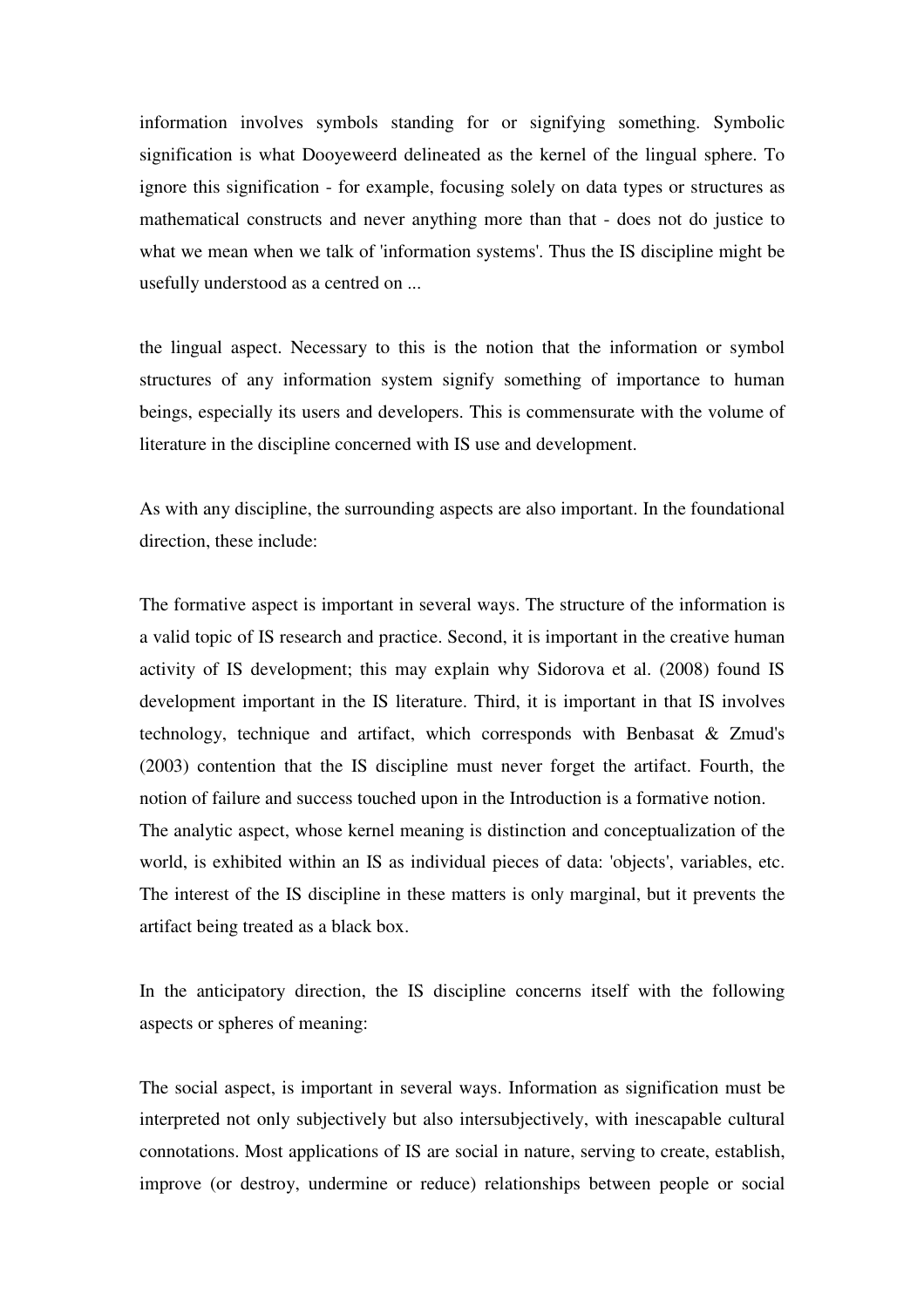information involves symbols standing for or signifying something. Symbolic signification is what Dooyeweerd delineated as the kernel of the lingual sphere. To ignore this signification - for example, focusing solely on data types or structures as mathematical constructs and never anything more than that - does not do justice to what we mean when we talk of 'information systems'. Thus the IS discipline might be usefully understood as a centred on ...

the lingual aspect. Necessary to this is the notion that the information or symbol structures of any information system signify something of importance to human beings, especially its users and developers. This is commensurate with the volume of literature in the discipline concerned with IS use and development.

As with any discipline, the surrounding aspects are also important. In the foundational direction, these include:

The formative aspect is important in several ways. The structure of the information is a valid topic of IS research and practice. Second, it is important in the creative human activity of IS development; this may explain why Sidorova et al. (2008) found IS development important in the IS literature. Third, it is important in that IS involves technology, technique and artifact, which corresponds with Benbasat & Zmud's (2003) contention that the IS discipline must never forget the artifact. Fourth, the notion of failure and success touched upon in the Introduction is a formative notion.

The analytic aspect, whose kernel meaning is distinction and conceptualization of the world, is exhibited within an IS as individual pieces of data: 'objects', variables, etc. The interest of the IS discipline in these matters is only marginal, but it prevents the artifact being treated as a black box.

In the anticipatory direction, the IS discipline concerns itself with the following aspects or spheres of meaning:

The social aspect, is important in several ways. Information as signification must be interpreted not only subjectively but also intersubjectively, with inescapable cultural connotations. Most applications of IS are social in nature, serving to create, establish, improve (or destroy, undermine or reduce) relationships between people or social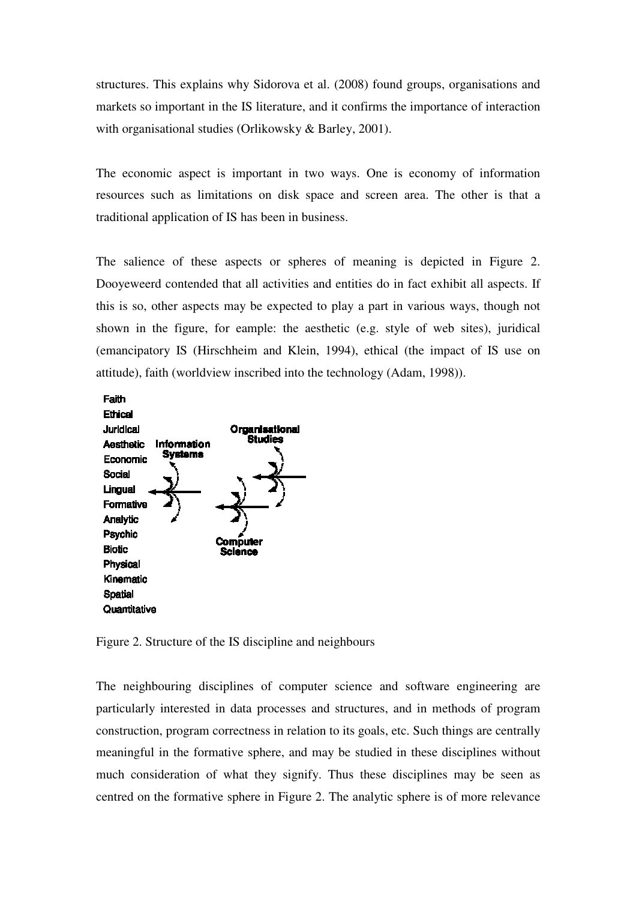structures. This explains why Sidorova et al. (2008) found groups, organisations and markets so important in the IS literature, and it confirms the importance of interaction with organisational studies (Orlikowsky & Barley, 2001).

The economic aspect is important in two ways. One is economy of information resources such as limitations on disk space and screen area. The other is that a traditional application of IS has been in business.

The salience of these aspects or spheres of meaning is depicted in Figure 2. Dooyeweerd contended that all activities and entities do in fact exhibit all aspects. If this is so, other aspects may be expected to play a part in various ways, though not shown in the figure, for eample: the aesthetic (e.g. style of web sites), juridical (emancipatory IS (Hirschheim and Klein, 1994), ethical (the impact of IS use on attitude), faith (worldview inscribed into the technology (Adam, 1998)).

Faith
Ethical
Juridical
Aesthetic
Economic
Social
Lingual
Formative
Analytic
Psychic
Biotic
Physical
Kinematic
Spatial
Quantitative

Information Systems

Organisational Studies

Computer Science

Figure 2. Structure of the IS discipline and neighbours

The neighbouring disciplines of computer science and software engineering are particularly interested in data processes and structures, and in methods of program construction, program correctness in relation to its goals, etc. Such things are centrally meaningful in the formative sphere, and may be studied in these disciplines without much consideration of what they signify. Thus these disciplines may be seen as centred on the formative sphere in Figure 2. The analytic sphere is of more relevance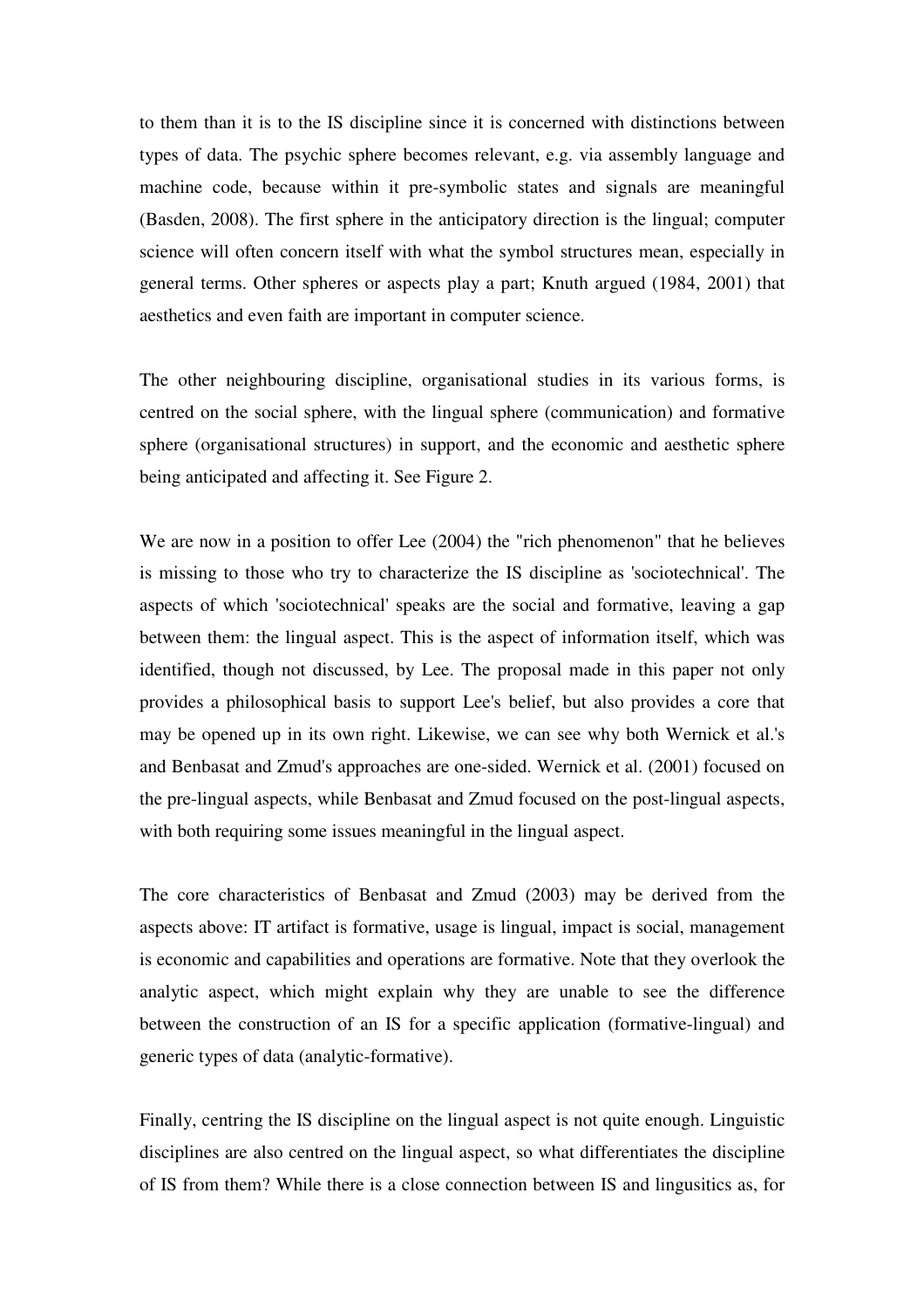to them than it is to the IS discipline since it is concerned with distinctions between types of data. The psychic sphere becomes relevant, e.g. via assembly language and machine code, because within it pre-symbolic states and signals are meaningful (Basden, 2008). The first sphere in the anticipatory direction is the lingual; computer science will often concern itself with what the symbol structures mean, especially in general terms. Other spheres or aspects play a part; Knuth argued (1984, 2001) that aesthetics and even faith are important in computer science.

The other neighbouring discipline, organisational studies in its various forms, is centred on the social sphere, with the lingual sphere (communication) and formative sphere (organisational structures) in support, and the economic and aesthetic sphere being anticipated and affecting it. See Figure 2.

We are now in a position to offer Lee (2004) the "rich phenomenon" that he believes is missing to those who try to characterize the IS discipline as 'sociotechnical'. The aspects of which 'sociotechnical' speaks are the social and formative, leaving a gap between them: the lingual aspect. This is the aspect of information itself, which was identified, though not discussed, by Lee. The proposal made in this paper not only provides a philosophical basis to support Lee's belief, but also provides a core that may be opened up in its own right. Likewise, we can see why both Wernick et al.'s and Benbasat and Zmud's approaches are one-sided. Wernick et al. (2001) focused on the pre-lingual aspects, while Benbasat and Zmud focused on the post-lingual aspects, with both requiring some issues meaningful in the lingual aspect.

The core characteristics of Benbasat and Zmud (2003) may be derived from the aspects above: IT artifact is formative, usage is lingual, impact is social, management is economic and capabilities and operations are formative. Note that they overlook the analytic aspect, which might explain why they are unable to see the difference between the construction of an IS for a specific application (formative-lingual) and generic types of data (analytic-formative).

Finally, centring the IS discipline on the lingual aspect is not quite enough. Linguistic disciplines are also centred on the lingual aspect, so what differentiates the discipline of IS from them? While there is a close connection between IS and lingusitics as, for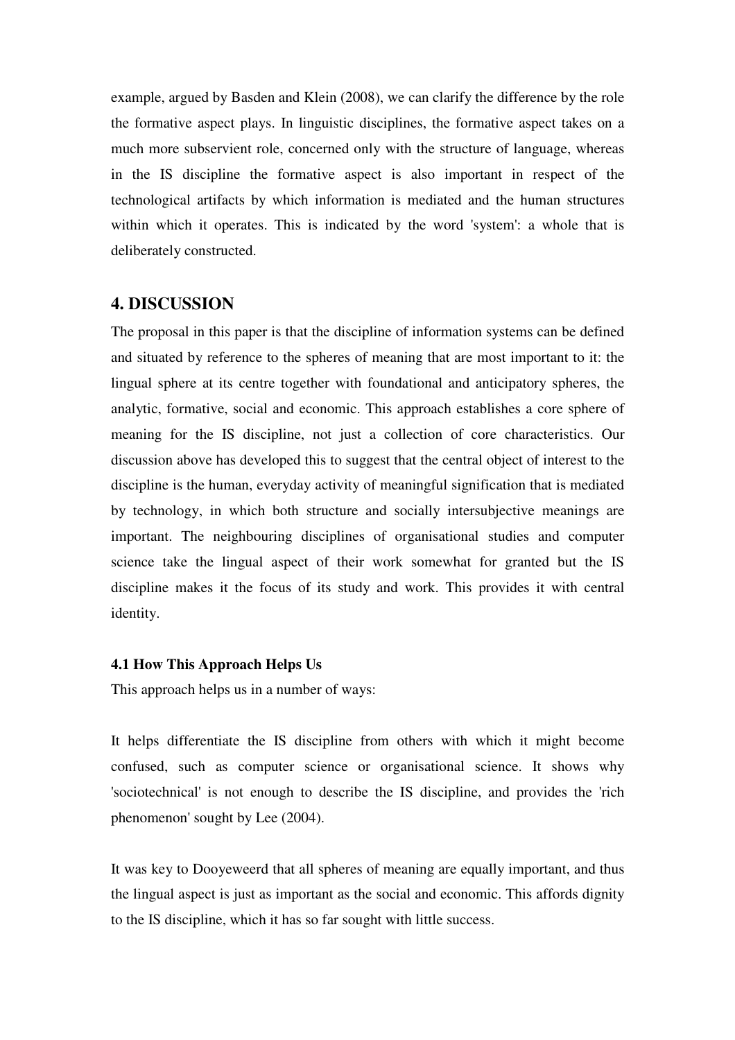example, argued by Basden and Klein (2008), we can clarify the difference by the role the formative aspect plays. In linguistic disciplines, the formative aspect takes on a much more subservient role, concerned only with the structure of language, whereas in the IS discipline the formative aspect is also important in respect of the technological artifacts by which information is mediated and the human structures within which it operates. This is indicated by the word 'system': a whole that is deliberately constructed.

## 4. DISCUSSION

The proposal in this paper is that the discipline of information systems can be defined and situated by reference to the spheres of meaning that are most important to it: the lingual sphere at its centre together with foundational and anticipatory spheres, the analytic, formative, social and economic. This approach establishes a core sphere of meaning for the IS discipline, not just a collection of core characteristics. Our discussion above has developed this to suggest that the central object of interest to the discipline is the human, everyday activity of meaningful signification that is mediated by technology, in which both structure and socially intersubjective meanings are important. The neighbouring disciplines of organisational studies and computer science take the lingual aspect of their work somewhat for granted but the IS discipline makes it the focus of its study and work. This provides it with central identity.

### 4.1 How This Approach Helps Us

This approach helps us in a number of ways:

It helps differentiate the IS discipline from others with which it might become confused, such as computer science or organisational science. It shows why 'sociotechnical' is not enough to describe the IS discipline, and provides the 'rich phenomenon' sought by Lee (2004).

It was key to Dooyeweerd that all spheres of meaning are equally important, and thus the lingual aspect is just as important as the social and economic. This affords dignity to the IS discipline, which it has so far sought with little success.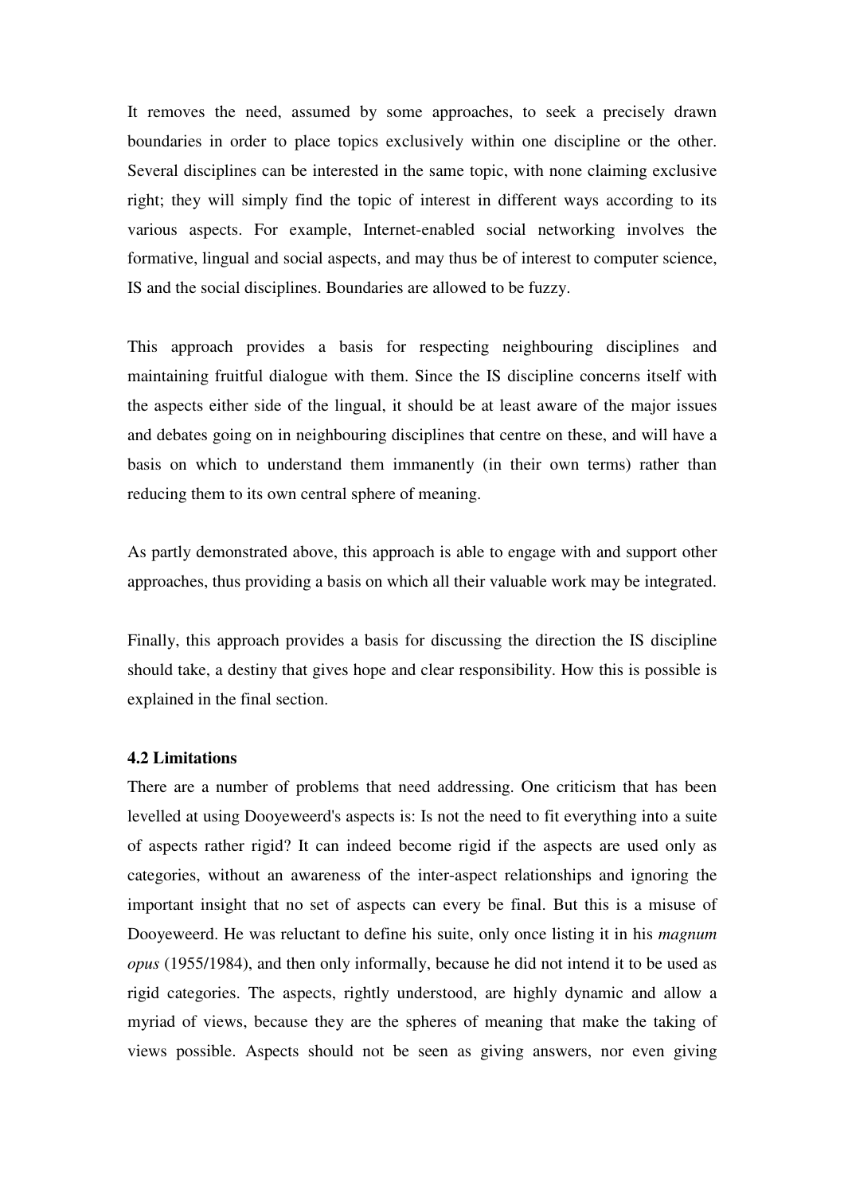It removes the need, assumed by some approaches, to seek a precisely drawn boundaries in order to place topics exclusively within one discipline or the other. Several disciplines can be interested in the same topic, with none claiming exclusive right; they will simply find the topic of interest in different ways according to its various aspects. For example, Internet-enabled social networking involves the formative, lingual and social aspects, and may thus be of interest to computer science, IS and the social disciplines. Boundaries are allowed to be fuzzy.

This approach provides a basis for respecting neighbouring disciplines and maintaining fruitful dialogue with them. Since the IS discipline concerns itself with the aspects either side of the lingual, it should be at least aware of the major issues and debates going on in neighbouring disciplines that centre on these, and will have a basis on which to understand them immanently (in their own terms) rather than reducing them to its own central sphere of meaning.

As partly demonstrated above, this approach is able to engage with and support other approaches, thus providing a basis on which all their valuable work may be integrated.

Finally, this approach provides a basis for discussing the direction the IS discipline should take, a destiny that gives hope and clear responsibility. How this is possible is explained in the final section.

### 4.2 Limitations

There are a number of problems that need addressing. One criticism that has been levelled at using Dooyeweerd's aspects is: Is not the need to fit everything into a suite of aspects rather rigid? It can indeed become rigid if the aspects are used only as categories, without an awareness of the inter-aspect relationships and ignoring the important insight that no set of aspects can every be final. But this is a misuse of Dooyeweerd. He was reluctant to define his suite, only once listing it in his *magnum opus* (1955/1984), and then only informally, because he did not intend it to be used as rigid categories. The aspects, rightly understood, are highly dynamic and allow a myriad of views, because they are the spheres of meaning that make the taking of views possible. Aspects should not be seen as giving answers, nor even giving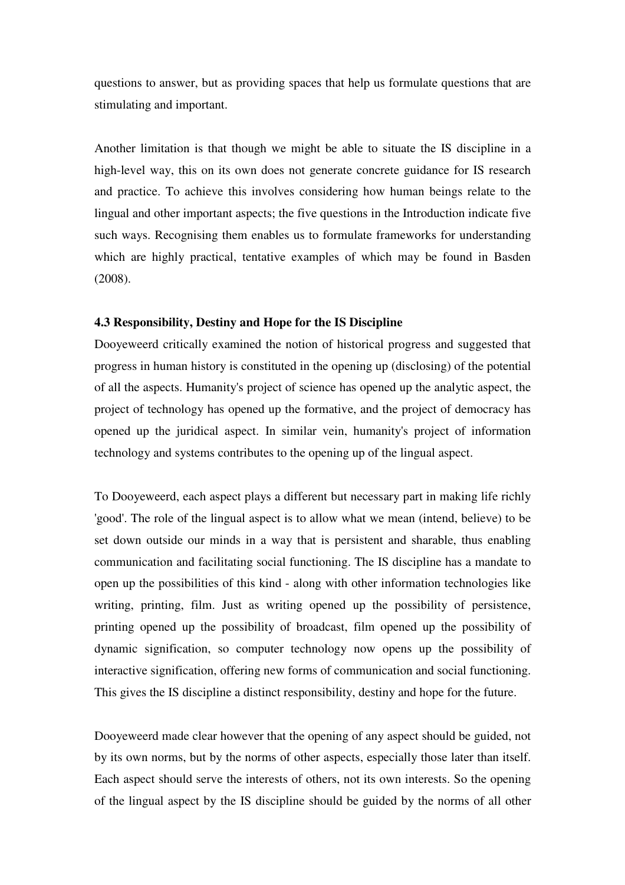questions to answer, but as providing spaces that help us formulate questions that are stimulating and important.

Another limitation is that though we might be able to situate the IS discipline in a high-level way, this on its own does not generate concrete guidance for IS research and practice. To achieve this involves considering how human beings relate to the lingual and other important aspects; the five questions in the Introduction indicate five such ways. Recognising them enables us to formulate frameworks for understanding which are highly practical, tentative examples of which may be found in Basden (2008).

### 4.3 Responsibility, Destiny and Hope for the IS Discipline

Dooyeweerd critically examined the notion of historical progress and suggested that progress in human history is constituted in the opening up (disclosing) of the potential of all the aspects. Humanity's project of science has opened up the analytic aspect, the project of technology has opened up the formative, and the project of democracy has opened up the juridical aspect. In similar vein, humanity's project of information technology and systems contributes to the opening up of the lingual aspect.

To Dooyeweerd, each aspect plays a different but necessary part in making life richly 'good'. The role of the lingual aspect is to allow what we mean (intend, believe) to be set down outside our minds in a way that is persistent and sharable, thus enabling communication and facilitating social functioning. The IS discipline has a mandate to open up the possibilities of this kind - along with other information technologies like writing, printing, film. Just as writing opened up the possibility of persistence, printing opened up the possibility of broadcast, film opened up the possibility of dynamic signification, so computer technology now opens up the possibility of interactive signification, offering new forms of communication and social functioning. This gives the IS discipline a distinct responsibility, destiny and hope for the future.

Dooyeweerd made clear however that the opening of any aspect should be guided, not by its own norms, but by the norms of other aspects, especially those later than itself. Each aspect should serve the interests of others, not its own interests. So the opening of the lingual aspect by the IS discipline should be guided by the norms of all other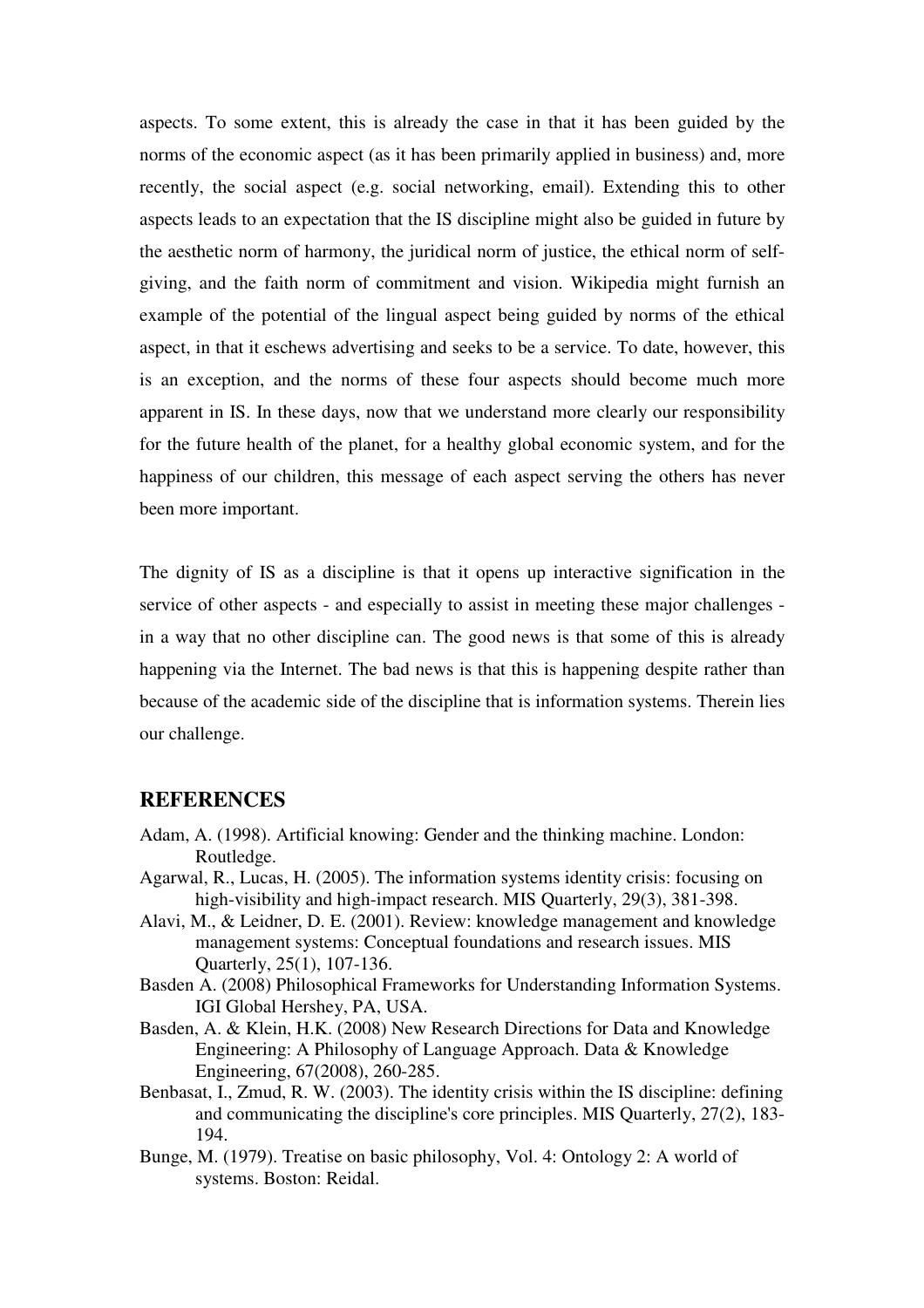aspects. To some extent, this is already the case in that it has been guided by the norms of the economic aspect (as it has been primarily applied in business) and, more recently, the social aspect (e.g. social networking, email). Extending this to other aspects leads to an expectation that the IS discipline might also be guided in future by the aesthetic norm of harmony, the juridical norm of justice, the ethical norm of self-giving, and the faith norm of commitment and vision. Wikipedia might furnish an example of the potential of the lingual aspect being guided by norms of the ethical aspect, in that it eschews advertising and seeks to be a service. To date, however, this is an exception, and the norms of these four aspects should become much more apparent in IS. In these days, now that we understand more clearly our responsibility for the future health of the planet, for a healthy global economic system, and for the happiness of our children, this message of each aspect serving the others has never been more important.

The dignity of IS as a discipline is that it opens up interactive signification in the service of other aspects - and especially to assist in meeting these major challenges - in a way that no other discipline can. The good news is that some of this is already happening via the Internet. The bad news is that this is happening despite rather than because of the academic side of the discipline that is information systems. Therein lies our challenge.

## REFERENCES

Adam, A. (1998). Artificial knowing: Gender and the thinking machine. London: Routledge.

Agarwal, R., Lucas, H. (2005). The information systems identity crisis: focusing on high-visibility and high-impact research. MIS Quarterly, 29(3), 381-398.

Alavi, M., & Leidner, D. E. (2001). Review: knowledge management and knowledge management systems: Conceptual foundations and research issues. MIS Quarterly, 25(1), 107-136.

Basden A. (2008) Philosophical Frameworks for Understanding Information Systems. IGI Global Hershey, PA, USA.

Basden, A. & Klein, H.K. (2008) New Research Directions for Data and Knowledge Engineering: A Philosophy of Language Approach. Data & Knowledge Engineering, 67(2008), 260-285.

Benbasat, I., Zmud, R. W. (2003). The identity crisis within the IS discipline: defining and communicating the discipline's core principles. MIS Quarterly, 27(2), 183-194.

Bunge, M. (1979). Treatise on basic philosophy, Vol. 4: Ontology 2: A world of systems. Boston: Reidal.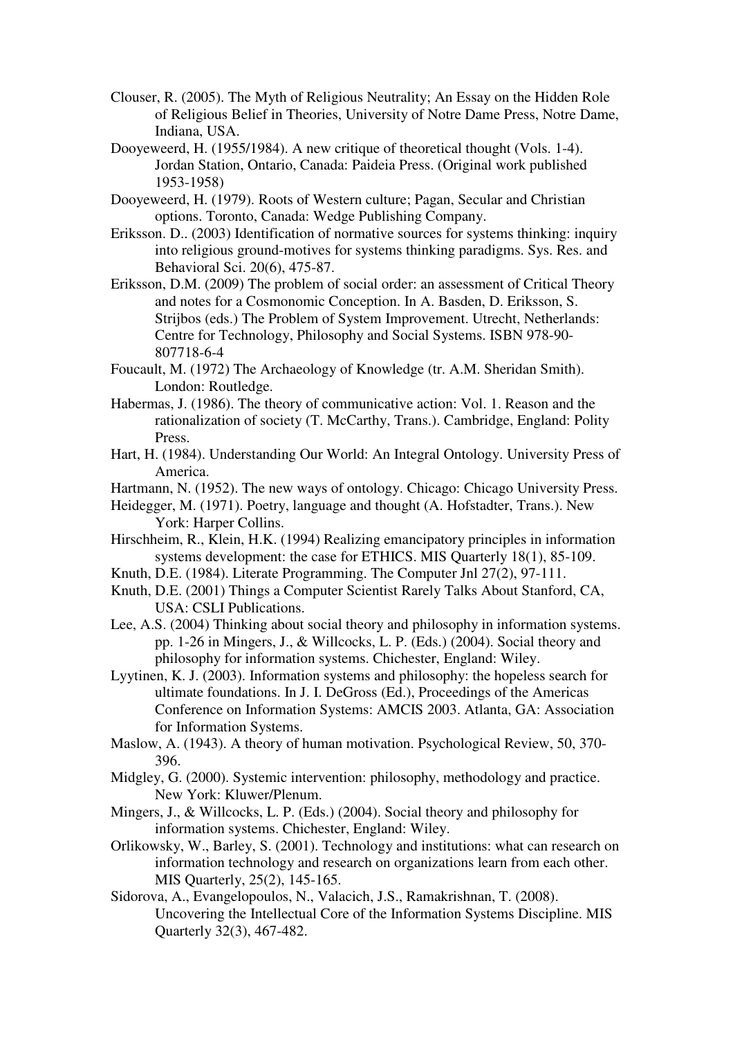Clouser, R. (2005). The Myth of Religious Neutrality; An Essay on the Hidden Role of Religious Belief in Theories, University of Notre Dame Press, Notre Dame, Indiana, USA.

Dooyeweerd, H. (1955/1984). A new critique of theoretical thought (Vols. 1-4). Jordan Station, Ontario, Canada: Paideia Press. (Original work published 1953-1958)

Dooyeweerd, H. (1979). Roots of Western culture; Pagan, Secular and Christian options. Toronto, Canada: Wedge Publishing Company.

Eriksson. D.. (2003) Identification of normative sources for systems thinking: inquiry into religious ground-motives for systems thinking paradigms. Sys. Res. and Behavioral Sci. 20(6), 475-87.

Eriksson, D.M. (2009) The problem of social order: an assessment of Critical Theory and notes for a Cosmonomic Conception. In A. Basden, D. Eriksson, S. Strijbos (eds.) The Problem of System Improvement. Utrecht, Netherlands: Centre for Technology, Philosophy and Social Systems. ISBN 978-90-807718-6-4

Foucault, M. (1972) The Archaeology of Knowledge (tr. A.M. Sheridan Smith). London: Routledge.

Habermas, J. (1986). The theory of communicative action: Vol. 1. Reason and the rationalization of society (T. McCarthy, Trans.). Cambridge, England: Polity Press.

Hart, H. (1984). Understanding Our World: An Integral Ontology. University Press of America.

Hartmann, N. (1952). The new ways of ontology. Chicago: Chicago University Press.

Heidegger, M. (1971). Poetry, language and thought (A. Hofstadter, Trans.). New York: Harper Collins.

Hirschheim, R., Klein, H.K. (1994) Realizing emancipatory principles in information systems development: the case for ETHICS. MIS Quarterly 18(1), 85-109.

Knuth, D.E. (1984). Literate Programming. The Computer Jnl 27(2), 97-111.

Knuth, D.E. (2001) Things a Computer Scientist Rarely Talks About Stanford, CA, USA: CSLI Publications.

Lee, A.S. (2004) Thinking about social theory and philosophy in information systems. pp. 1-26 in Mingers, J., & Willcocks, L. P. (Eds.) (2004). Social theory and philosophy for information systems. Chichester, England: Wiley.

Lyytinen, K. J. (2003). Information systems and philosophy: the hopeless search for ultimate foundations. In J. I. DeGross (Ed.), Proceedings of the Americas Conference on Information Systems: AMCIS 2003. Atlanta, GA: Association for Information Systems.

Maslow, A. (1943). A theory of human motivation. Psychological Review, 50, 370-396.

Midgley, G. (2000). Systemic intervention: philosophy, methodology and practice. New York: Kluwer/Plenum.

Mingers, J., & Willcocks, L. P. (Eds.) (2004). Social theory and philosophy for information systems. Chichester, England: Wiley.

Orlikowsky, W., Barley, S. (2001). Technology and institutions: what can research on information technology and research on organizations learn from each other. MIS Quarterly, 25(2), 145-165.

Sidorova, A., Evangelopoulos, N., Valacich, J.S., Ramakrishnan, T. (2008). Uncovering the Intellectual Core of the Information Systems Discipline. MIS Quarterly 32(3), 467-482.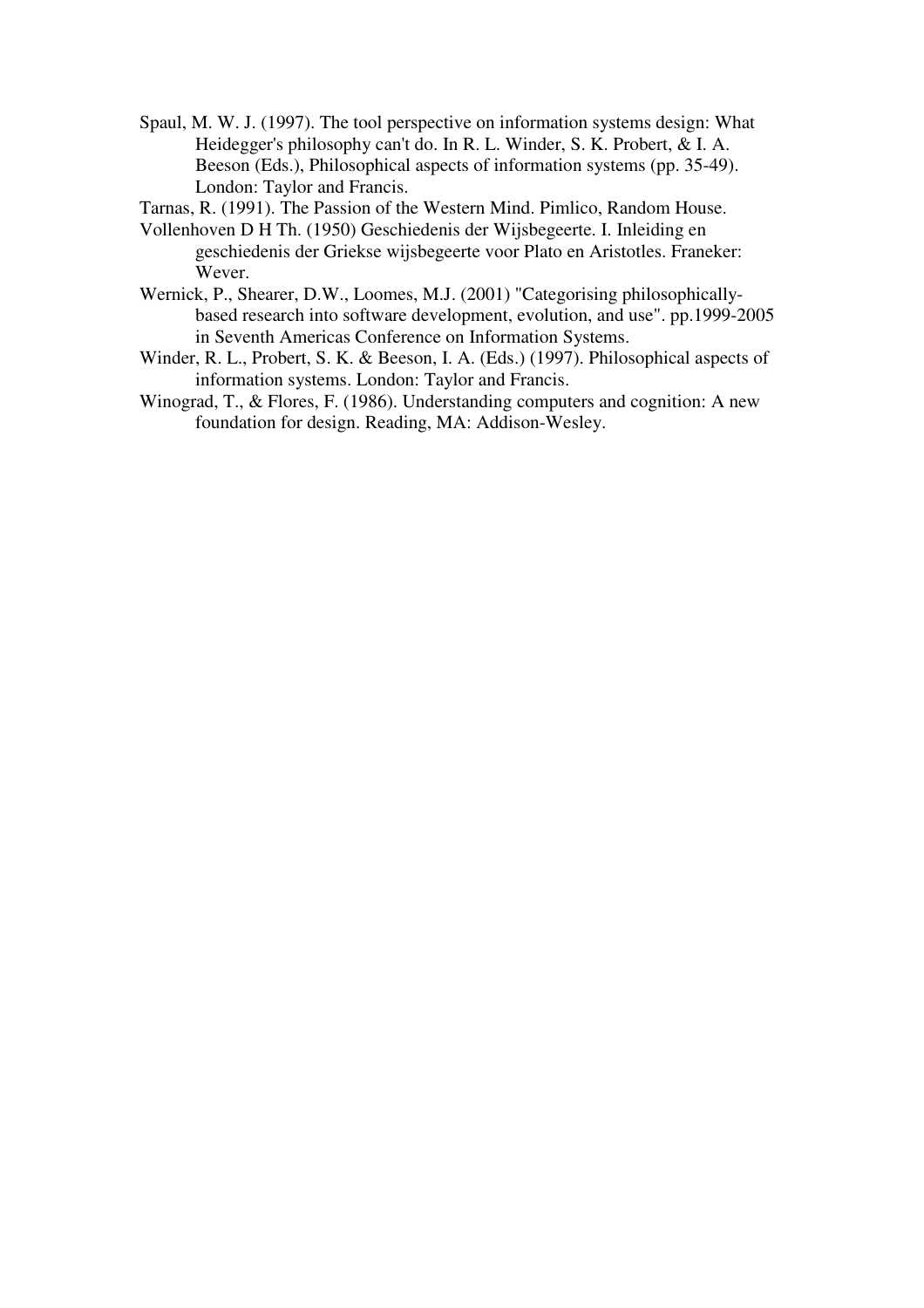Spaul, M. W. J. (1997). The tool perspective on information systems design: What Heidegger's philosophy can't do. In R. L. Winder, S. K. Probert, & I. A. Beeson (Eds.), Philosophical aspects of information systems (pp. 35-49). London: Taylor and Francis.

Tarnas, R. (1991). The Passion of the Western Mind. Pimlico, Random House.

Vollenhoven D H Th. (1950) Geschiedenis der Wijsbegeerte. I. Inleiding en geschiedenis der Griekse wijsbegeerte voor Plato en Aristotles. Franeker: Wever.

Wernick, P., Shearer, D.W., Loomes, M.J. (2001) "Categorising philosophically-based research into software development, evolution, and use". pp.1999-2005 in Seventh Americas Conference on Information Systems.

Winder, R. L., Probert, S. K. & Beeson, I. A. (Eds.) (1997). Philosophical aspects of information systems. London: Taylor and Francis.

Winograd, T., & Flores, F. (1986). Understanding computers and cognition: A new foundation for design. Reading, MA: Addison-Wesley.